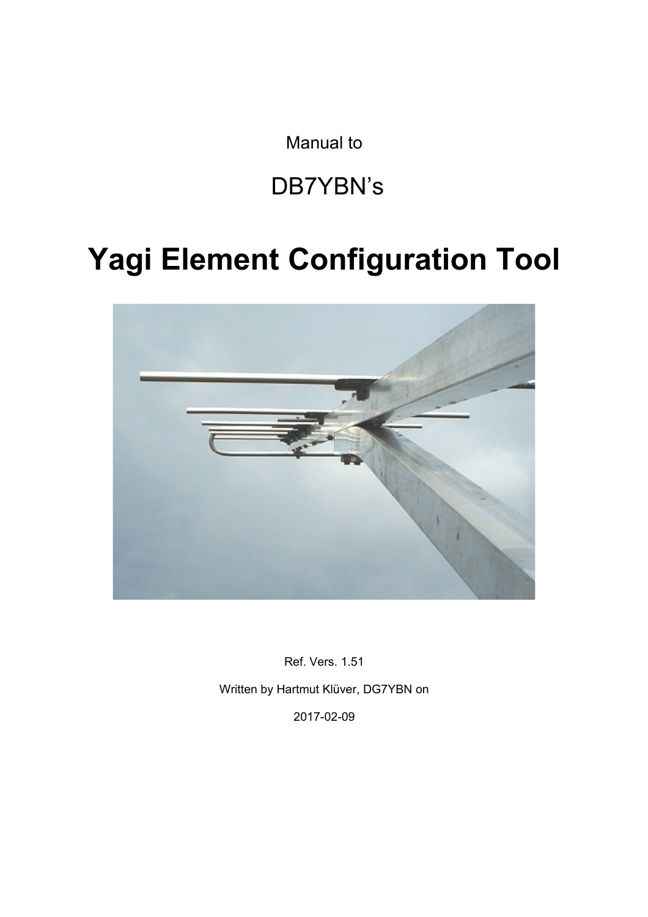Manual to

DB7YBN's

# Yagi Element Configuration Tool

Ref. Vers. 1.51

Written by Hartmut Klüver, DG7YBN on

2017-02-09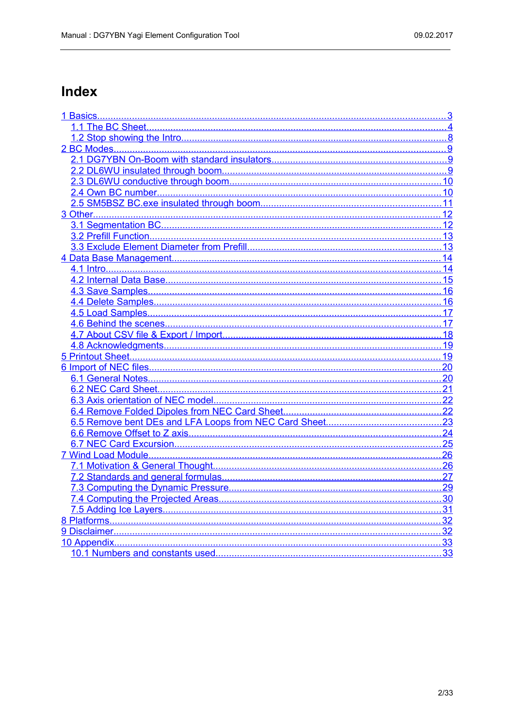# Index

- 1 Basics ..... 3
  - 1.1 The BC Sheet ..... 4
  - 1.2 Stop showing the Intro ..... 8
- 2 BC Modes ..... 9
  - 2.1 DG7YBN On-Boom with standard insulators ..... 9
  - 2.2 DL6WU insulated through boom ..... 9
  - 2.3 DL6WU conductive through boom ..... 10
  - 2.4 Own BC number ..... 10
  - 2.5 SM5BSZ BC.exe insulated through boom ..... 11
- 3 Other ..... 12
  - 3.1 Segmentation BC ..... 12
  - 3.2 Prefill Function ..... 13
  - 3.3 Exclude Element Diameter from Prefill ..... 13
- 4 Data Base Management ..... 14
  - 4.1 Intro ..... 14
  - 4.2 Internal Data Base ..... 15
  - 4.3 Save Samples ..... 16
  - 4.4 Delete Samples ..... 16
  - 4.5 Load Samples ..... 17
  - 4.6 Behind the scenes ..... 17
  - 4.7 About CSV file & Export / Import ..... 18
  - 4.8 Acknowledgments ..... 19
- 5 Printout Sheet ..... 19
- 6 Import of NEC files ..... 20
  - 6.1 General Notes ..... 20
  - 6.2 NEC Card Sheet ..... 21
  - 6.3 Axis orientation of NEC model ..... 22
  - 6.4 Remove Folded Dipoles from NEC Card Sheet ..... 22
  - 6.5 Remove bent DEs and LFA Loops from NEC Card Sheet ..... 23
  - 6.6 Remove Offset to Z axis ..... 24
  - 6.7 NEC Card Excursion ..... 25
- 7 Wind Load Module ..... 26
  - 7.1 Motivation & General Thought ..... 26
  - 7.2 Standards and general formulas ..... 27
  - 7.3 Computing the Dynamic Pressure ..... 29
  - 7.4 Computing the Projected Areas ..... 30
  - 7.5 Adding Ice Layers ..... 31
- 8 Platforms ..... 32
- 9 Disclaimer ..... 32
- 10 Appendix ..... 33
  - 10.1 Numbers and constants used ..... 33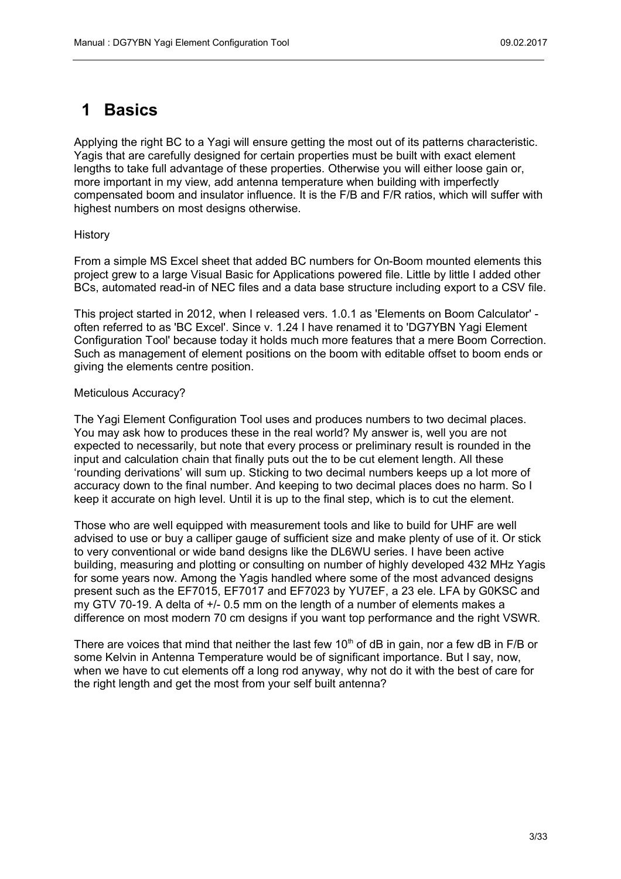# 1 Basics

Applying the right BC to a Yagi will ensure getting the most out of its patterns characteristic. Yagis that are carefully designed for certain properties must be built with exact element lengths to take full advantage of these properties. Otherwise you will either loose gain or, more important in my view, add antenna temperature when building with imperfectly compensated boom and insulator influence. It is the F/B and F/R ratios, which will suffer with highest numbers on most designs otherwise.

History

From a simple MS Excel sheet that added BC numbers for On-Boom mounted elements this project grew to a large Visual Basic for Applications powered file. Little by little I added other BCs, automated read-in of NEC files and a data base structure including export to a CSV file.

This project started in 2012, when I released vers. 1.0.1 as 'Elements on Boom Calculator' - often referred to as 'BC Excel'. Since v. 1.24 I have renamed it to 'DG7YBN Yagi Element Configuration Tool' because today it holds much more features that a mere Boom Correction. Such as management of element positions on the boom with editable offset to boom ends or giving the elements centre position.

Meticulous Accuracy?

The Yagi Element Configuration Tool uses and produces numbers to two decimal places. You may ask how to produces these in the real world? My answer is, well you are not expected to necessarily, but note that every process or preliminary result is rounded in the input and calculation chain that finally puts out the to be cut element length. All these ‘rounding derivations’ will sum up. Sticking to two decimal numbers keeps up a lot more of accuracy down to the final number. And keeping to two decimal places does no harm. So I keep it accurate on high level. Until it is up to the final step, which is to cut the element.

Those who are well equipped with measurement tools and like to build for UHF are well advised to use or buy a calliper gauge of sufficient size and make plenty of use of it. Or stick to very conventional or wide band designs like the DL6WU series. I have been active building, measuring and plotting or consulting on number of highly developed 432 MHz Yagis for some years now. Among the Yagis handled where some of the most advanced designs present such as the EF7015, EF7017 and EF7023 by YU7EF, a 23 ele. LFA by G0KSC and my GTV 70-19. A delta of +/- 0.5 mm on the length of a number of elements makes a difference on most modern 70 cm designs if you want top performance and the right VSWR.

There are voices that mind that neither the last few $10^{th}$ of dB in gain, nor a few dB in F/B or some Kelvin in Antenna Temperature would be of significant importance. But I say, now, when we have to cut elements off a long rod anyway, why not do it with the best of care for the right length and get the most from your self built antenna?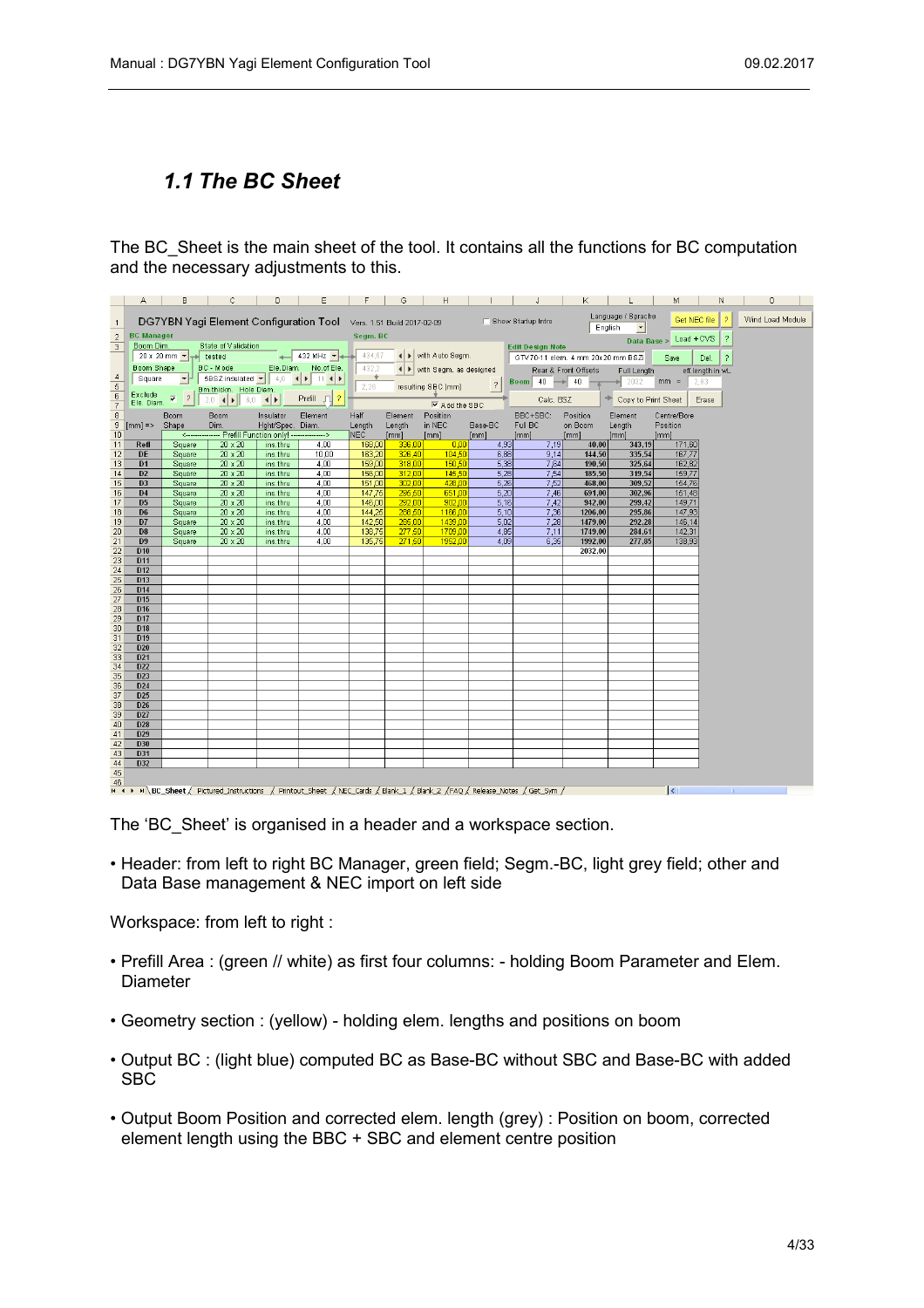## *1.1 The BC Sheet*

The BC_Sheet is the main sheet of the tool. It contains all the functions for BC computation and the necessary adjustments to this.

The 'BC_Sheet' is organised in a header and a workspace section.

- Header: from left to right BC Manager, green field; Segm.-BC, light grey field; other and Data Base management & NEC import on left side

Workspace: from left to right :

- Prefill Area : (green // white) as first four columns: - holding Boom Parameter and Elem. Diameter
- Geometry section : (yellow) - holding elem. lengths and positions on boom
- Output BC : (light blue) computed BC as Base-BC without SBC and Base-BC with added SBC
- Output Boom Position and corrected elem. length (grey) : Position on boom, corrected element length using the BBC + SBC and element centre position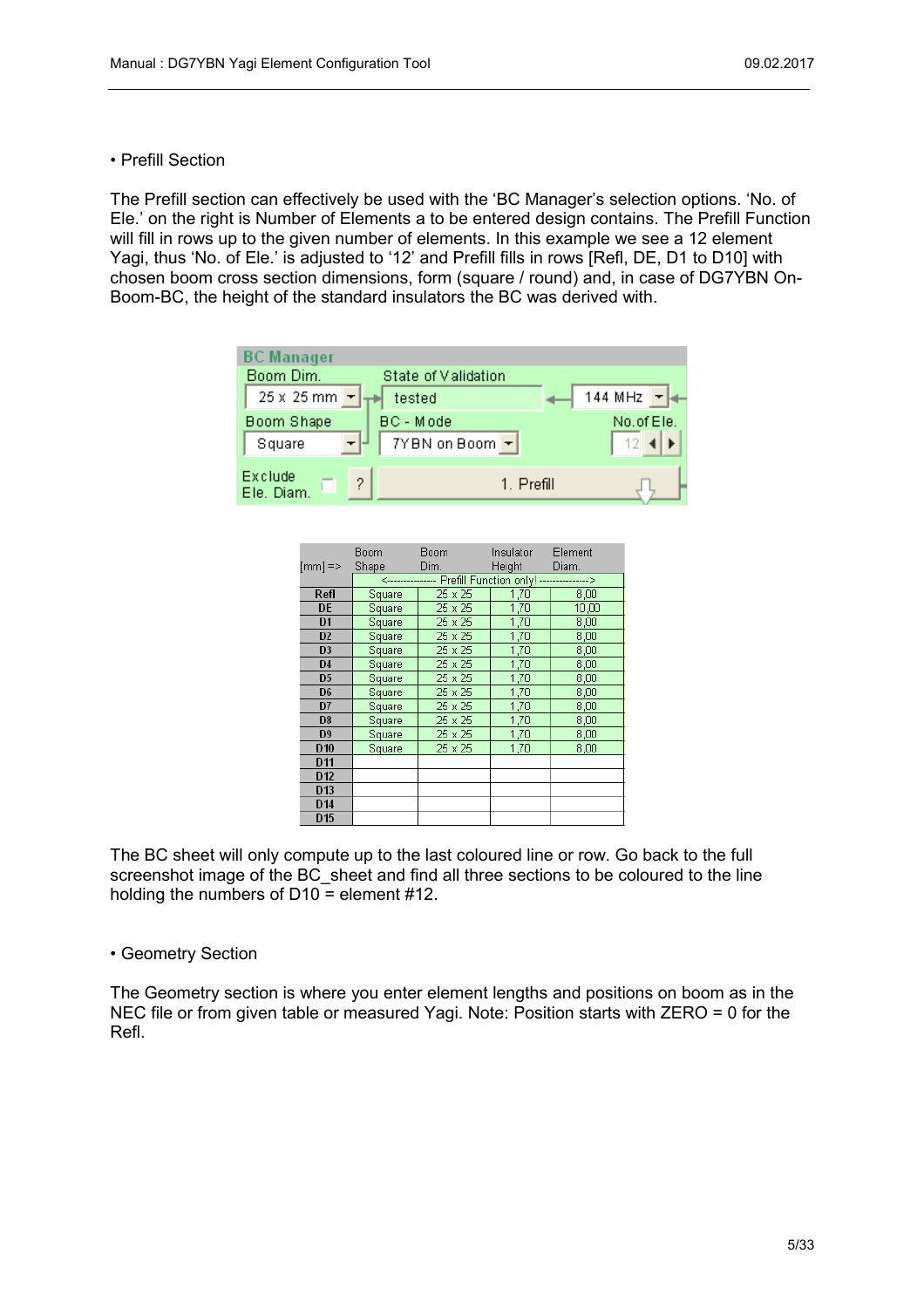• Prefill Section

The Prefill section can effectively be used with the 'BC Manager's selection options. 'No. of Ele.' on the right is Number of Elements a to be entered design contains. The Prefill Function will fill in rows up to the given number of elements. In this example we see a 12 element Yagi, thus 'No. of Ele.' is adjusted to '12' and Prefill fills in rows [Refl, DE, D1 to D10] with chosen boom cross section dimensions, form (square / round) and, in case of DG7YBN On-Boom-BC, the height of the standard insulators the BC was derived with.

BC Manager

Boom Dim. 25 x 25 mm
State of Validation: tested
144 MHz
Boom Shape: Square
BC - Mode: 7YBN on Boom
No. of Ele.: 12
Exclude Ele. Diam.
?
1. Prefill

| [mm] => | Boom Shape | Boom Dim. | Insulator Height | Element Diam. |
|---|---|---|---|---|
| | <-------------- Prefill Function only! --------------> | | | |
| Refl | Square | 25 x 25 | 1,70 | 8,00 |
| DE | Square | 25 x 25 | 1,70 | 10,00 |
| D1 | Square | 25 x 25 | 1,70 | 8,00 |
| D2 | Square | 25 x 25 | 1,70 | 8,00 |
| D3 | Square | 25 x 25 | 1,70 | 8,00 |
| D4 | Square | 25 x 25 | 1,70 | 8,00 |
| D5 | Square | 25 x 25 | 1,70 | 8,00 |
| D6 | Square | 25 x 25 | 1,70 | 8,00 |
| D7 | Square | 25 x 25 | 1,70 | 8,00 |
| D8 | Square | 25 x 25 | 1,70 | 8,00 |
| D9 | Square | 25 x 25 | 1,70 | 8,00 |
| D10 | Square | 25 x 25 | 1,70 | 8,00 |
| D11 | | | | |
| D12 | | | | |
| D13 | | | | |
| D14 | | | | |
| D15 | | | | |

The BC sheet will only compute up to the last coloured line or row. Go back to the full screenshot image of the BC_sheet and find all three sections to be coloured to the line holding the numbers of D10 = element #12.

• Geometry Section

The Geometry section is where you enter element lengths and positions on boom as in the NEC file or from given table or measured Yagi. Note: Position starts with ZERO = 0 for the Refl.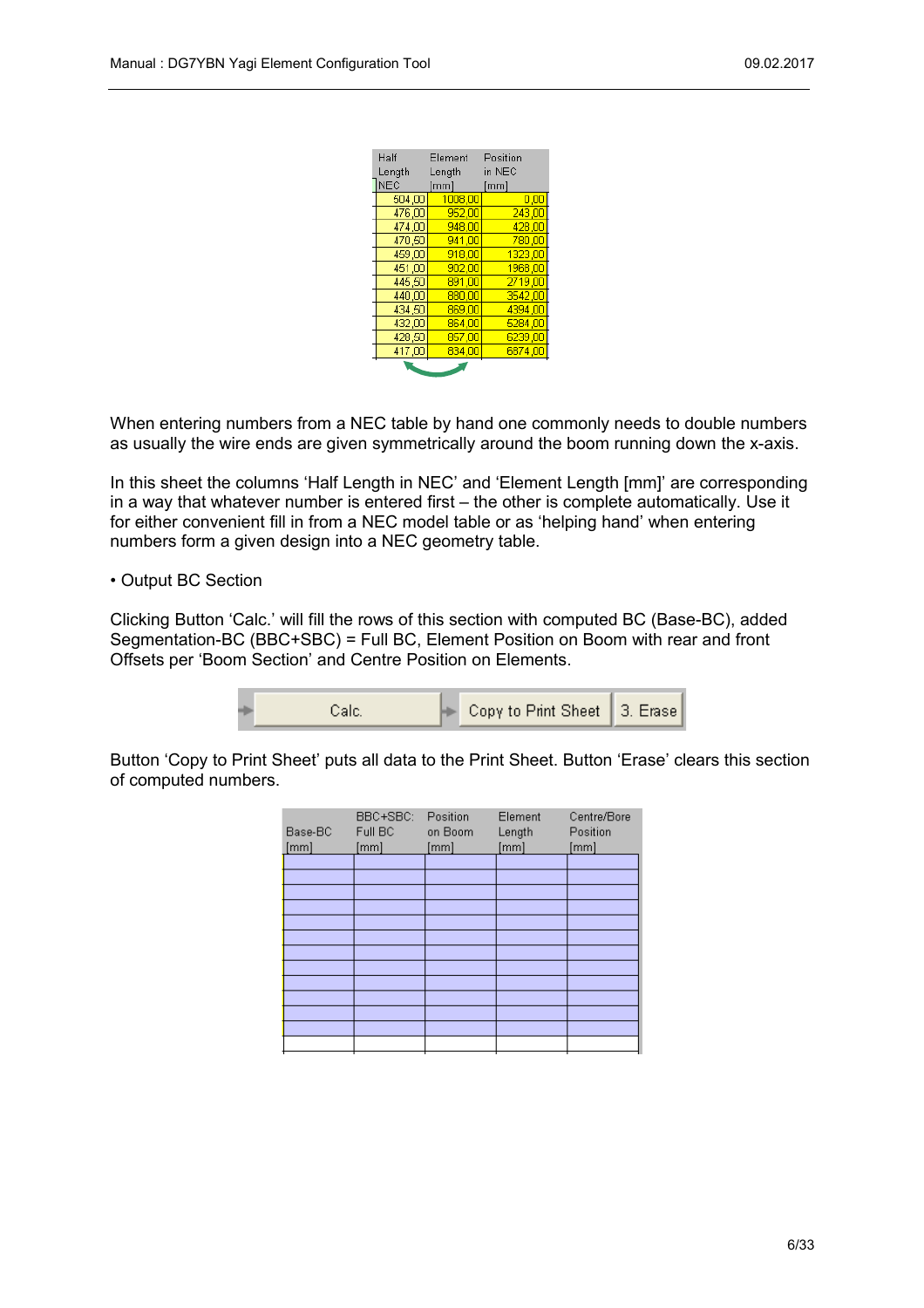| Half Length NEC | Element Length [mm] | Position in NEC [mm] |
|---|---|---|
| 504,00 | 1008,00 | 0,00 |
| 476,00 | 952,00 | 243,00 |
| 474,00 | 948,00 | 428,00 |
| 470,50 | 941,00 | 780,00 |
| 459,00 | 918,00 | 1323,00 |
| 451,00 | 902,00 | 1968,00 |
| 445,50 | 891,00 | 2719,00 |
| 440,00 | 880,00 | 3542,00 |
| 434,50 | 869,00 | 4394,00 |
| 432,00 | 864,00 | 5284,00 |
| 428,50 | 857,00 | 6239,00 |
| 417,00 | 834,00 | 6874,00 |

When entering numbers from a NEC table by hand one commonly needs to double numbers as usually the wire ends are given symmetrically around the boom running down the x-axis.

In this sheet the columns 'Half Length in NEC' and 'Element Length [mm]' are corresponding in a way that whatever number is entered first – the other is complete automatically. Use it for either convenient fill in from a NEC model table or as 'helping hand' when entering numbers form a given design into a NEC geometry table.

• Output BC Section

Clicking Button 'Calc.' will fill the rows of this section with computed BC (Base-BC), added Segmentation-BC (BBC+SBC) = Full BC, Element Position on Boom with rear and front Offsets per 'Boom Section' and Centre Position on Elements.

Calc. | Copy to Print Sheet | 3. Erase

Button 'Copy to Print Sheet' puts all data to the Print Sheet. Button 'Erase' clears this section of computed numbers.

| Base-BC [mm] | BBC+SBC: Full BC [mm] | Position on Boom [mm] | Element Length [mm] | Centre/Bore Position [mm] |
|---|---|---|---|---|
| | | | | |
| | | | | |
| | | | | |
| | | | | |
| | | | | |
| | | | | |
| | | | | |
| | | | | |
| | | | | |
| | | | | |
| | | | | |
| | | | | |
| | | | | |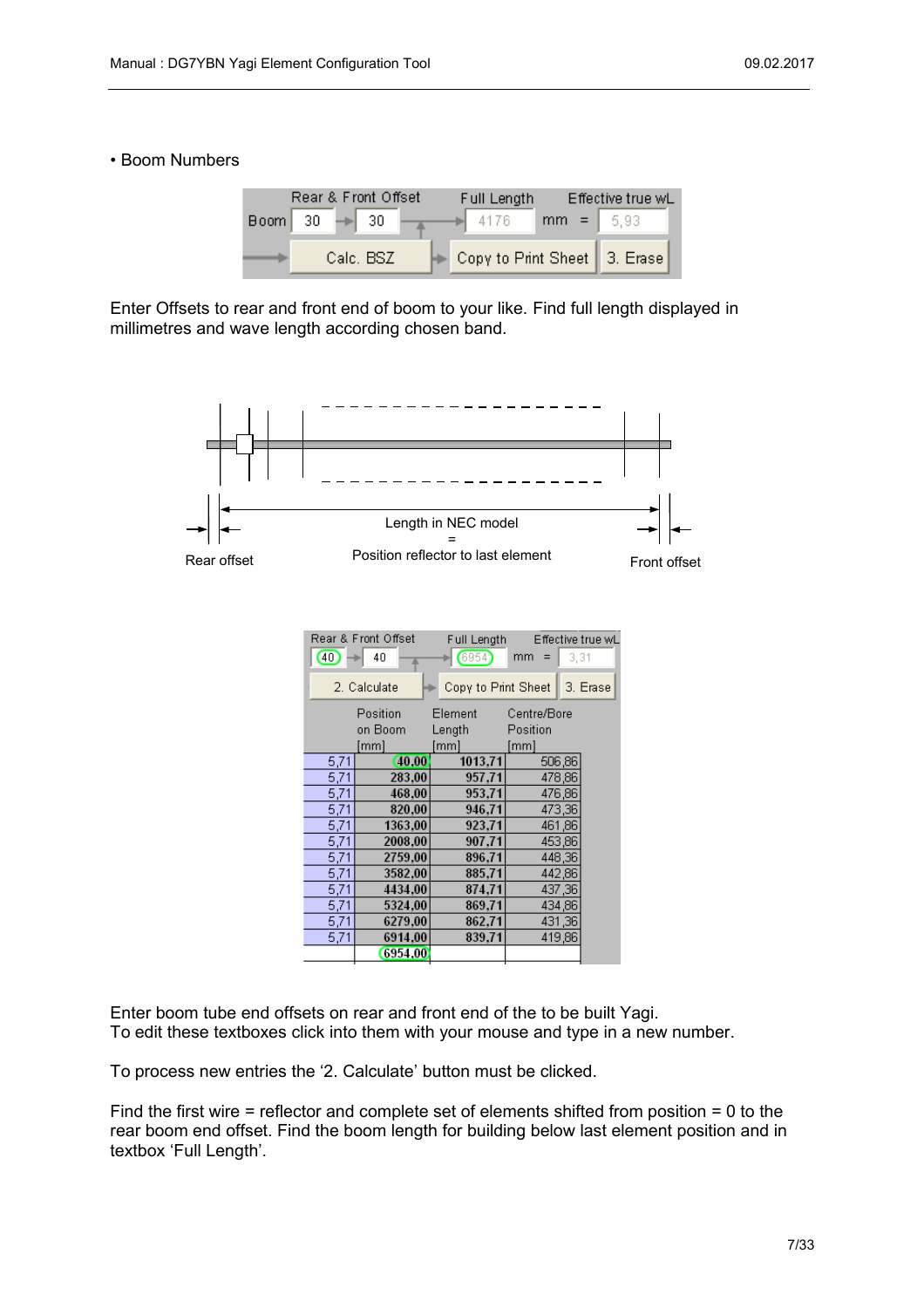• Boom Numbers

Boom | Rear & Front Offset 30 → 30 | Full Length 4176 mm = Effective true wL 5,93

Calc. BSZ | Copy to Print Sheet | 3. Erase

Enter Offsets to rear and front end of boom to your like. Find full length displayed in millimetres and wave length according chosen band.

Length in NEC model
=
Position reflector to last element

Rear offset

Front offset

Rear & Front Offset 40 → 40 | Full Length 6954 mm = Effective true wL 3,31

2. Calculate | Copy to Print Sheet | 3. Erase

| | Position on Boom [mm] | Element Length [mm] | Centre/Bore Position [mm] |
|---|---|---|---|
| 5,71 | 40,00 | 1013,71 | 506,86 |
| 5,71 | 283,00 | 957,71 | 478,86 |
| 5,71 | 468,00 | 953,71 | 476,86 |
| 5,71 | 820,00 | 946,71 | 473,36 |
| 5,71 | 1363,00 | 923,71 | 461,86 |
| 5,71 | 2008,00 | 907,71 | 453,86 |
| 5,71 | 2759,00 | 896,71 | 448,36 |
| 5,71 | 3582,00 | 885,71 | 442,86 |
| 5,71 | 4434,00 | 874,71 | 437,36 |
| 5,71 | 5324,00 | 869,71 | 434,86 |
| 5,71 | 6279,00 | 862,71 | 431,36 |
| 5,71 | 6914,00 | 839,71 | 419,86 |
| | 6954,00 | | |

Enter boom tube end offsets on rear and front end of the to be built Yagi.
To edit these textboxes click into them with your mouse and type in a new number.

To process new entries the '2. Calculate' button must be clicked.

Find the first wire = reflector and complete set of elements shifted from position = 0 to the rear boom end offset. Find the boom length for building below last element position and in textbox 'Full Length'.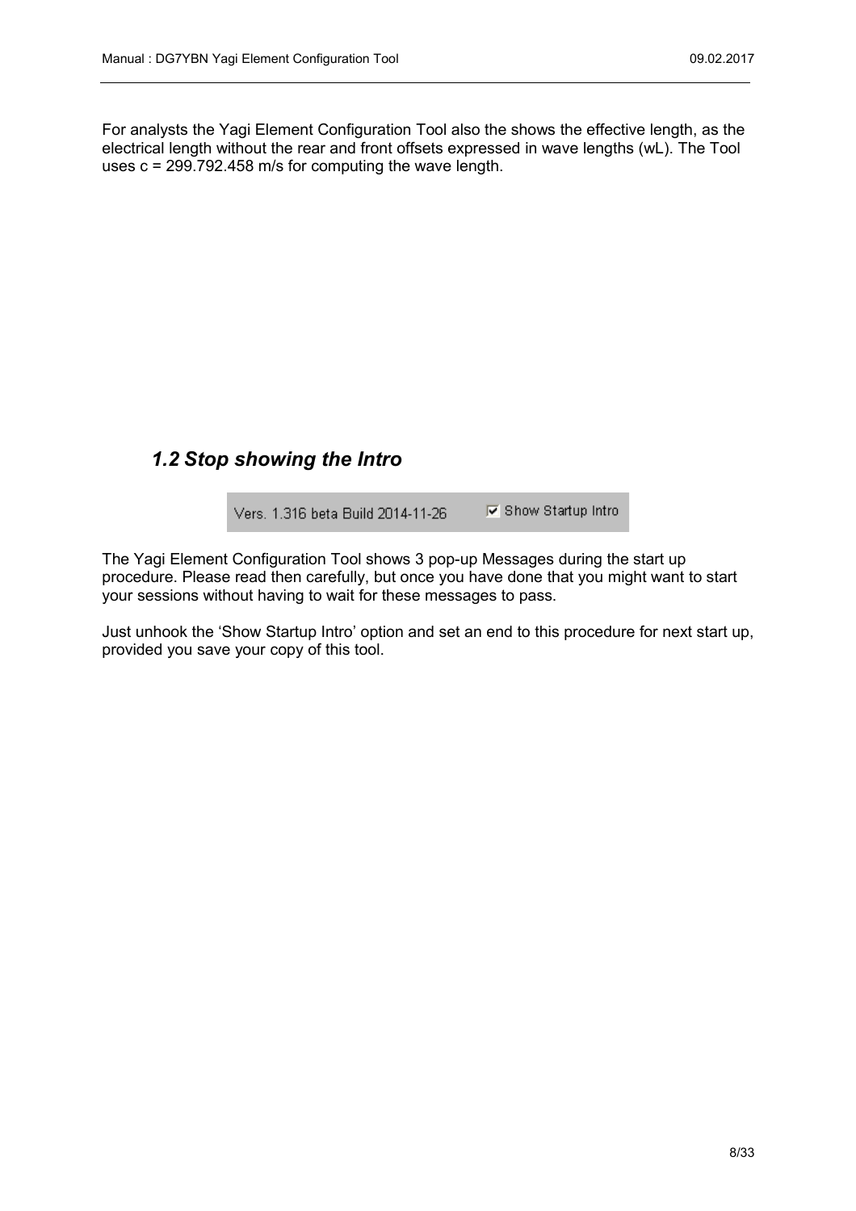For analysts the Yagi Element Configuration Tool also the shows the effective length, as the electrical length without the rear and front offsets expressed in wave lengths (wL). The Tool uses c = 299.792.458 m/s for computing the wave length.

## *1.2 Stop showing the Intro*

Vers. 1.316 beta Build 2014-11-26 ☑ Show Startup Intro

The Yagi Element Configuration Tool shows 3 pop-up Messages during the start up procedure. Please read then carefully, but once you have done that you might want to start your sessions without having to wait for these messages to pass.

Just unhook the 'Show Startup Intro' option and set an end to this procedure for next start up, provided you save your copy of this tool.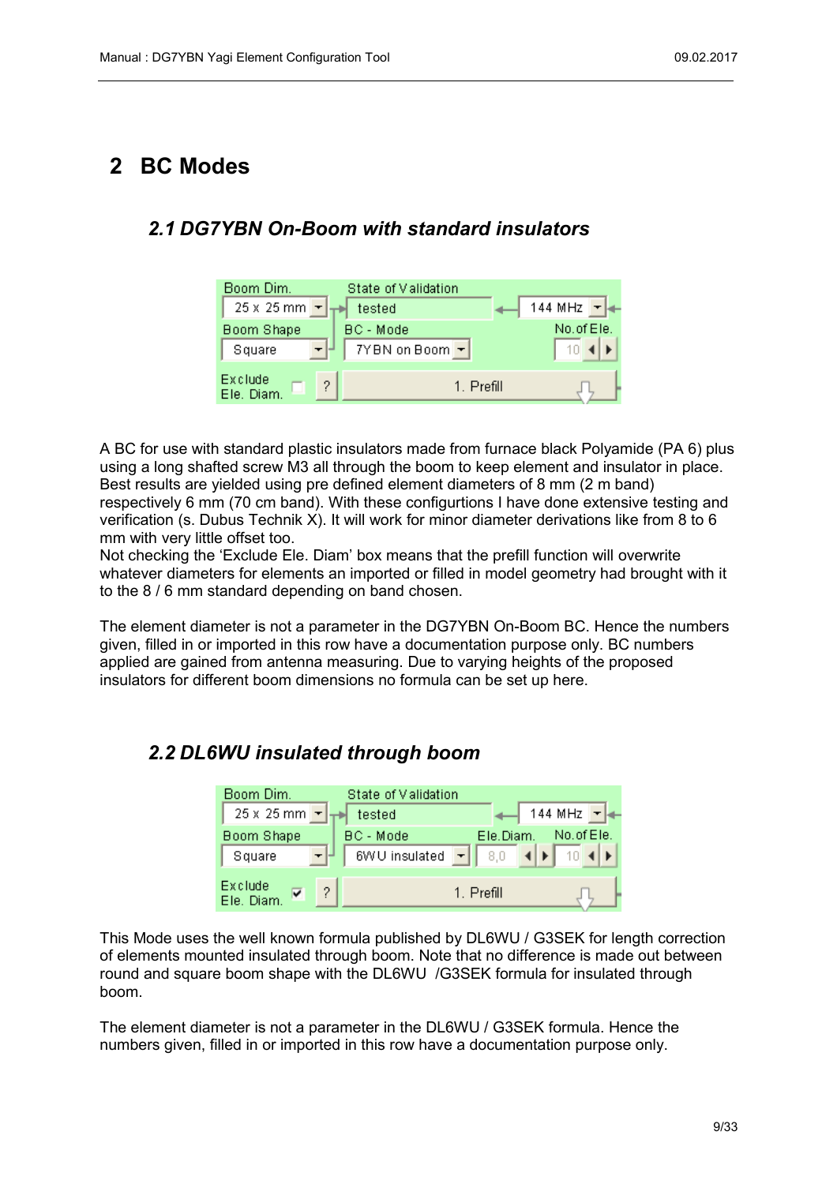# 2 BC Modes

## *2.1 DG7YBN On-Boom with standard insulators*

A BC for use with standard plastic insulators made from furnace black Polyamide (PA 6) plus using a long shafted screw M3 all through the boom to keep element and insulator in place. Best results are yielded using pre defined element diameters of 8 mm (2 m band) respectively 6 mm (70 cm band). With these configurtions I have done extensive testing and verification (s. Dubus Technik X). It will work for minor diameter derivations like from 8 to 6 mm with very little offset too.
Not checking the 'Exclude Ele. Diam' box means that the prefill function will overwrite whatever diameters for elements an imported or filled in model geometry had brought with it to the 8 / 6 mm standard depending on band chosen.

The element diameter is not a parameter in the DG7YBN On-Boom BC. Hence the numbers given, filled in or imported in this row have a documentation purpose only. BC numbers applied are gained from antenna measuring. Due to varying heights of the proposed insulators for different boom dimensions no formula can be set up here.

## *2.2 DL6WU insulated through boom*

This Mode uses the well known formula published by DL6WU / G3SEK for length correction of elements mounted insulated through boom. Note that no difference is made out between round and square boom shape with the DL6WU /G3SEK formula for insulated through boom.

The element diameter is not a parameter in the DL6WU / G3SEK formula. Hence the numbers given, filled in or imported in this row have a documentation purpose only.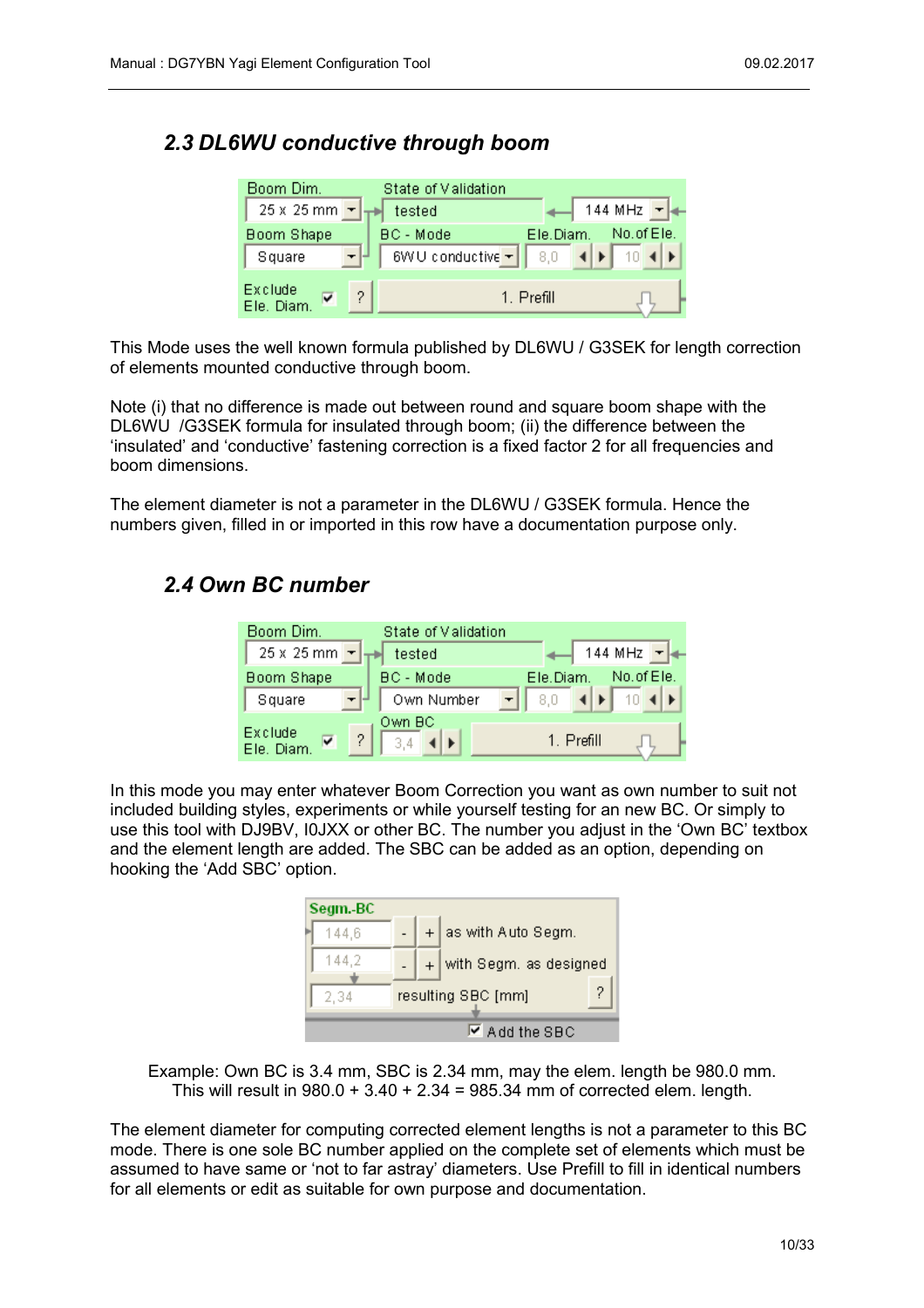## 2.3 DL6WU conductive through boom

Boom Dim.
25 x 25 mm
State of Validation
tested
144 MHz
Boom Shape
Square
BC - Mode
6WU conductive
Ele.Diam.
8,0
No.of Ele.
10
Exclude Ele. Diam.
?
1. Prefill

This Mode uses the well known formula published by DL6WU / G3SEK for length correction of elements mounted conductive through boom.

Note (i) that no difference is made out between round and square boom shape with the DL6WU /G3SEK formula for insulated through boom; (ii) the difference between the 'insulated' and 'conductive' fastening correction is a fixed factor 2 for all frequencies and boom dimensions.

The element diameter is not a parameter in the DL6WU / G3SEK formula. Hence the numbers given, filled in or imported in this row have a documentation purpose only.

## 2.4 Own BC number

Boom Dim.
25 x 25 mm
State of Validation
tested
144 MHz
Boom Shape
Square
BC - Mode
Own Number
Ele.Diam.
8,0
No.of Ele.
10
Exclude Ele. Diam.
?
Own BC
3,4
1. Prefill

In this mode you may enter whatever Boom Correction you want as own number to suit not included building styles, experiments or while yourself testing for an new BC. Or simply to use this tool with DJ9BV, I0JXX or other BC. The number you adjust in the 'Own BC' textbox and the element length are added. The SBC can be added as an option, depending on hooking the 'Add SBC' option.

Segm.-BC
144,6 - + as with Auto Segm.
144,2 - + with Segm. as designed
2,34 resulting SBC [mm] ?
Add the SBC

Example: Own BC is 3.4 mm, SBC is 2.34 mm, may the elem. length be 980.0 mm.
This will result in 980.0 + 3.40 + 2.34 = 985.34 mm of corrected elem. length.

The element diameter for computing corrected element lengths is not a parameter to this BC mode. There is one sole BC number applied on the complete set of elements which must be assumed to have same or 'not to far astray' diameters. Use Prefill to fill in identical numbers for all elements or edit as suitable for own purpose and documentation.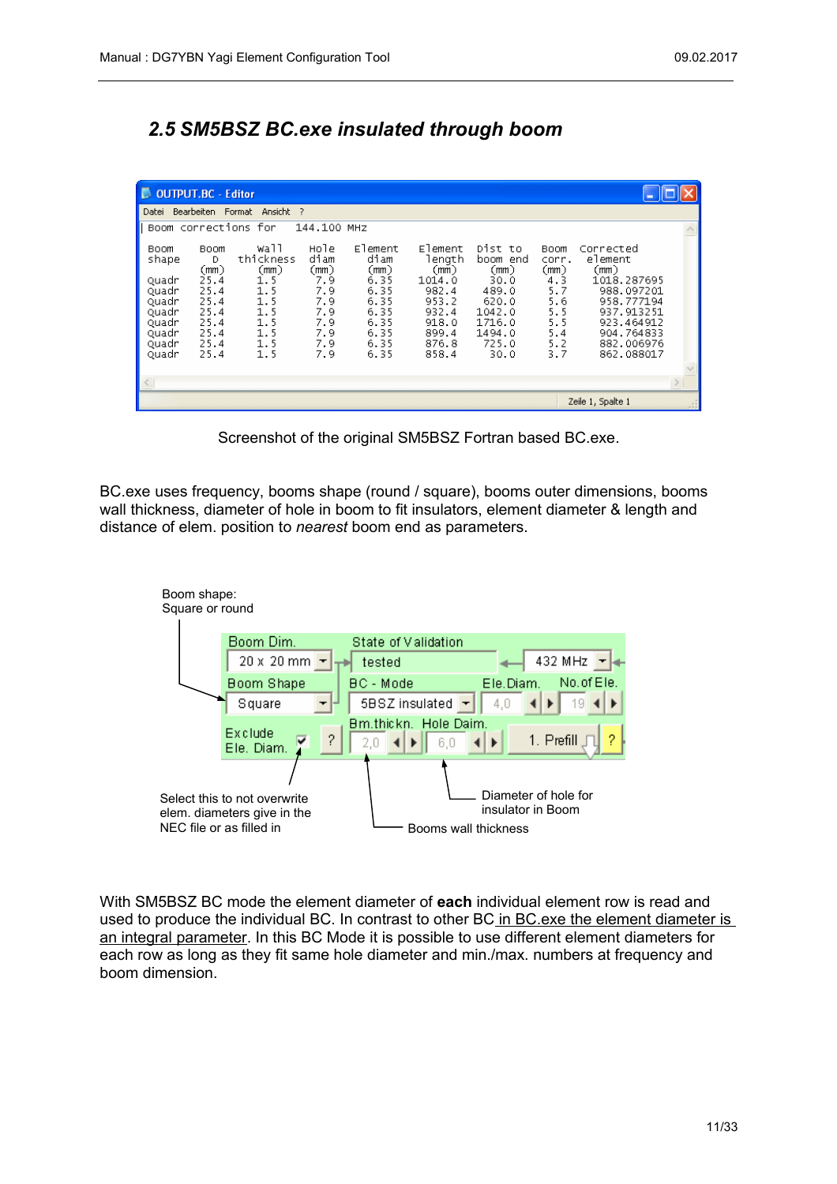## 2.5 SM5BSZ BC.exe insulated through boom

```
Boom corrections for   144.100 MHz

Boom   Boom    Wall     Hole   Element   Element   Dist to   Boom   Corrected
shape    D    thickness diam    diam      length   boom end  corr.   element
        (mm)    (mm)    (mm)    (mm)       (mm)      (mm)    (mm)     (mm)
Quadr  25.4    1.5      7.9     6.35     1014.0     30.0     4.3   1018.287695
Quadr  25.4    1.5      7.9     6.35      982.4    489.0     5.7    988.097201
Quadr  25.4    1.5      7.9     6.35      953.2    620.0     5.6    958.777194
Quadr  25.4    1.5      7.9     6.35      932.4   1042.0     5.5    937.913251
Quadr  25.4    1.5      7.9     6.35      918.0   1716.0     5.5    923.464912
Quadr  25.4    1.5      7.9     6.35      899.4   1494.0     5.4    904.764833
Quadr  25.4    1.5      7.9     6.35      876.8    725.0     5.2    882.006976
Quadr  25.4    1.5      7.9     6.35      858.4     30.0     3.7    862.088017
```

Screenshot of the original SM5BSZ Fortran based BC.exe.

BC.exe uses frequency, booms shape (round / square), booms outer dimensions, booms wall thickness, diameter of hole in boom to fit insulators, element diameter & length and distance of elem. position to *nearest* boom end as parameters.

Boom shape:
Square or round

Boom Dim. | 20 x 20 mm
State of Validation | tested
432 MHz
Boom Shape | Square
BC - Mode | 5BSZ insulated
Ele.Diam. | 4,0
No.of Ele. | 19
Exclude Ele. Diam. ☑ | ?
Bm.thickn. | 2,0
Hole Daim. | 6,0
1. Prefill | ?

Select this to not overwrite elem. diameters give in the NEC file or as filled in

Diameter of hole for insulator in Boom

Booms wall thickness

With SM5BSZ BC mode the element diameter of **each** individual element row is read and used to produce the individual BC. In contrast to other BC in BC.exe the element diameter is an integral parameter. In this BC Mode it is possible to use different element diameters for each row as long as they fit same hole diameter and min./max. numbers at frequency and boom dimension.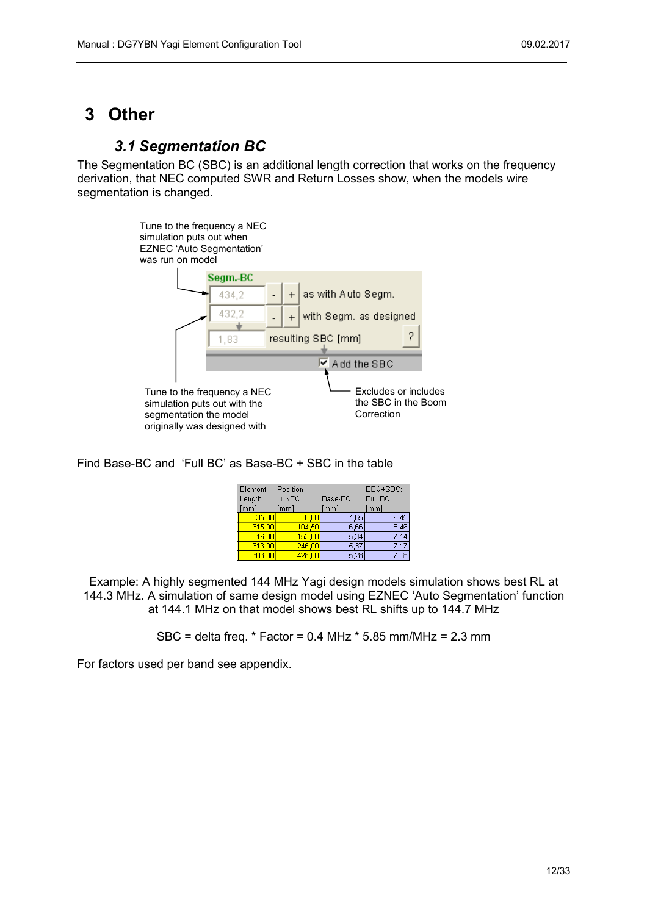# 3 Other

## *3.1 Segmentation BC*

The Segmentation BC (SBC) is an additional length correction that works on the frequency derivation, that NEC computed SWR and Return Losses show, when the models wire segmentation is changed.

Tune to the frequency a NEC simulation puts out when EZNEC 'Auto Segmentation' was run on model

Segm.-BC

434,2 - + as with Auto Segm.

432,2 - + with Segm. as designed

1,83 resulting SBC [mm] ?

Add the SBC

Tune to the frequency a NEC simulation puts out with the segmentation the model originally was designed with

Excludes or includes the SBC in the Boom Correction

Find Base-BC and 'Full BC' as Base-BC + SBC in the table

| Element Length [mm] | Position in NEC [mm] | Base-BC [mm] | BBC+SBC: Full BC [mm] |
|---|---|---|---|
| 335,00 | 0,00 | 4,65 | 6,45 |
| 315,00 | 104,50 | 6,66 | 8,46 |
| 316,30 | 153,00 | 5,34 | 7,14 |
| 313,00 | 246,00 | 5,37 | 7,17 |
| 303,00 | 426,00 | 5,28 | 7,08 |

Example: A highly segmented 144 MHz Yagi design models simulation shows best RL at 144.3 MHz. A simulation of same design model using EZNEC 'Auto Segmentation' function at 144.1 MHz on that model shows best RL shifts up to 144.7 MHz

SBC = delta freq. * Factor = 0.4 MHz * 5.85 mm/MHz = 2.3 mm

For factors used per band see appendix.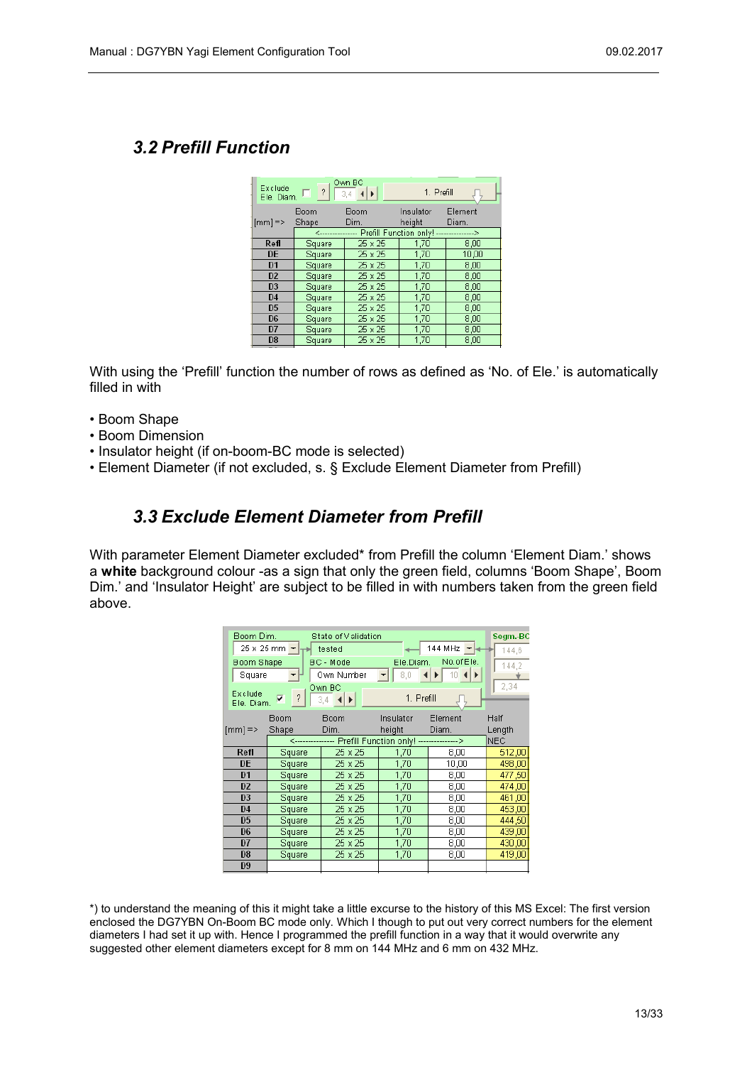## *3.2 Prefill Function*

Exclude Ele. Diam. ☐ ? Own BC 3,4 1. Prefill

| [mm] => | Boom Shape | Boom Dim. | Insulator height | Element Diam. |
|---|---|---|---|---|
| | <--------------- Prefill Function only! ---------------> | | | |
| Refl | Square | 25 x 25 | 1,70 | 8,00 |
| DE | Square | 25 x 25 | 1,70 | 10,00 |
| D1 | Square | 25 x 25 | 1,70 | 8,00 |
| D2 | Square | 25 x 25 | 1,70 | 8,00 |
| D3 | Square | 25 x 25 | 1,70 | 8,00 |
| D4 | Square | 25 x 25 | 1,70 | 8,00 |
| D5 | Square | 25 x 25 | 1,70 | 8,00 |
| D6 | Square | 25 x 25 | 1,70 | 8,00 |
| D7 | Square | 25 x 25 | 1,70 | 8,00 |
| D8 | Square | 25 x 25 | 1,70 | 8,00 |

With using the 'Prefill' function the number of rows as defined as 'No. of Ele.' is automatically filled in with

- Boom Shape
- Boom Dimension
- Insulator height (if on-boom-BC mode is selected)
- Element Diameter (if not excluded, s. § Exclude Element Diameter from Prefill)

## *3.3 Exclude Element Diameter from Prefill*

With parameter Element Diameter excluded* from Prefill the column 'Element Diam.' shows a **white** background colour -as a sign that only the green field, columns 'Boom Shape', Boom Dim.' and 'Insulator Height' are subject to be filled in with numbers taken from the green field above.

Boom Dim. 25 x 25 mm | State of Validation tested | 144 MHz | Segm.-BC 144,6 144,2 2,34
Boom Shape Square | BC - Mode Own Number | Ele.Diam. 8,0 | No.of Ele. 10
Exclude Ele. Diam. ☑ ? Own BC 3,4 1. Prefill

| [mm] => | Boom Shape | Boom Dim. | Insulator height | Element Diam. | Half Length |
|---|---|---|---|---|---|
| | <--------------- Prefill Function only! ---------------> | | | | NEC |
| Refl | Square | 25 x 25 | 1,70 | 8,00 | 512,00 |
| DE | Square | 25 x 25 | 1,70 | 10,00 | 498,00 |
| D1 | Square | 25 x 25 | 1,70 | 8,00 | 477,50 |
| D2 | Square | 25 x 25 | 1,70 | 8,00 | 474,00 |
| D3 | Square | 25 x 25 | 1,70 | 8,00 | 461,00 |
| D4 | Square | 25 x 25 | 1,70 | 8,00 | 453,00 |
| D5 | Square | 25 x 25 | 1,70 | 8,00 | 444,50 |
| D6 | Square | 25 x 25 | 1,70 | 8,00 | 439,00 |
| D7 | Square | 25 x 25 | 1,70 | 8,00 | 430,00 |
| D8 | Square | 25 x 25 | 1,70 | 8,00 | 419,00 |
| D9 | | | | | |

*) to understand the meaning of this it might take a little excurse to the history of this MS Excel: The first version enclosed the DG7YBN On-Boom BC mode only. Which I though to put out very correct numbers for the element diameters I had set it up with. Hence I programmed the prefill function in a way that it would overwrite any suggested other element diameters except for 8 mm on 144 MHz and 6 mm on 432 MHz.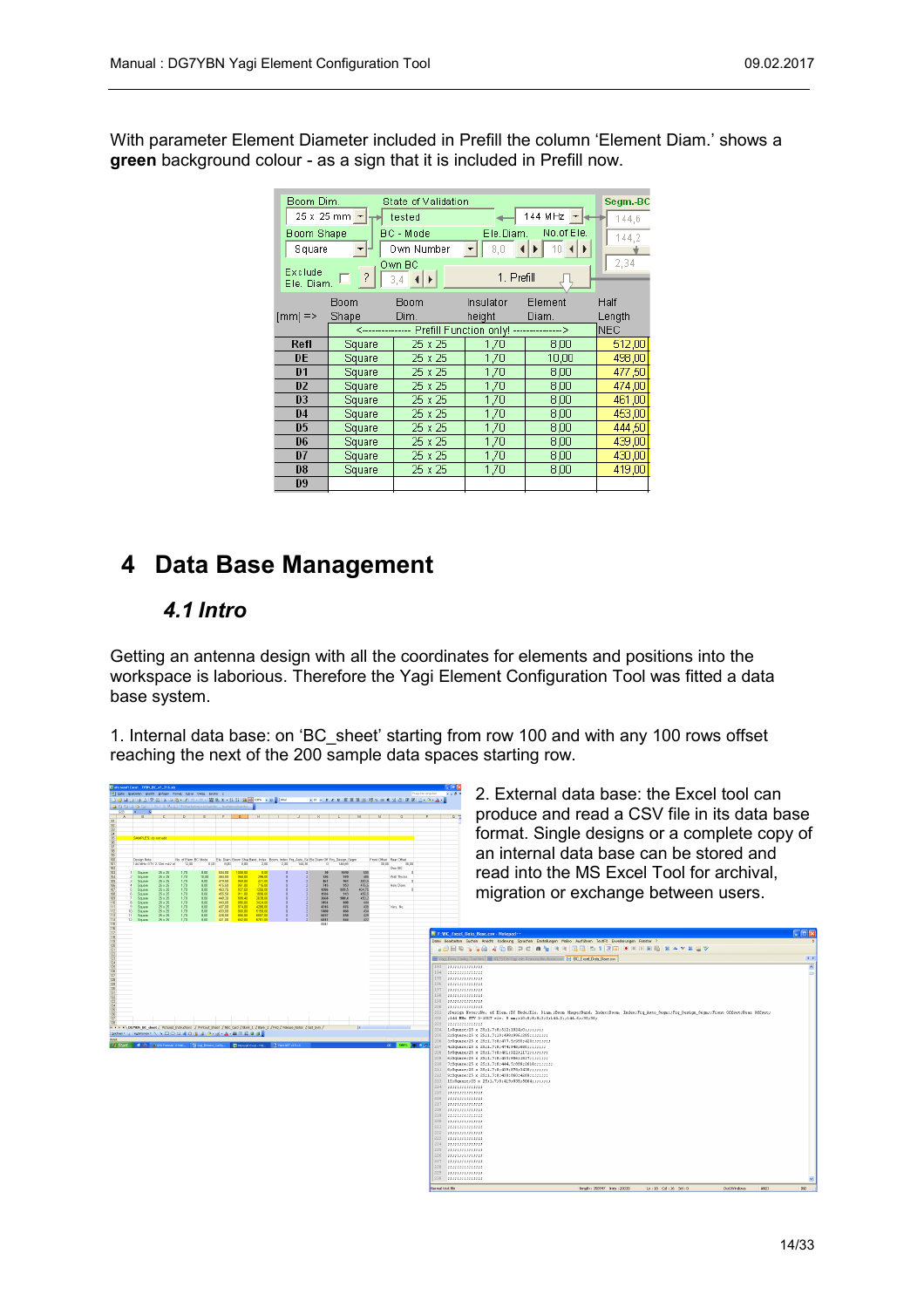With parameter Element Diameter included in Prefill the column ‘Element Diam.’ shows a **green** background colour - as a sign that it is included in Prefill now.

| [mm] => | Boom Shape | Boom Dim. | Insulator height | Element Diam. | Half Length NEC |
|---|---|---|---|---|---|
| Refl | Square | 25 x 25 | 1,70 | 8,00 | 512,00 |
| DE | Square | 25 x 25 | 1,70 | 10,00 | 498,00 |
| D1 | Square | 25 x 25 | 1,70 | 8,00 | 477,50 |
| D2 | Square | 25 x 25 | 1,70 | 8,00 | 474,00 |
| D3 | Square | 25 x 25 | 1,70 | 8,00 | 461,00 |
| D4 | Square | 25 x 25 | 1,70 | 8,00 | 453,00 |
| D5 | Square | 25 x 25 | 1,70 | 8,00 | 444,50 |
| D6 | Square | 25 x 25 | 1,70 | 8,00 | 439,00 |
| D7 | Square | 25 x 25 | 1,70 | 8,00 | 430,00 |
| D8 | Square | 25 x 25 | 1,70 | 8,00 | 419,00 |
| D9 | | | | | |

# 4 Data Base Management

## 4.1 Intro

Getting an antenna design with all the coordinates for elements and positions into the workspace is laborious. Therefore the Yagi Element Configuration Tool was fitted a data base system.

1. Internal data base: on ‘BC_sheet’ starting from row 100 and with any 100 rows offset reaching the next of the 200 sample data spaces starting row.

2. External data base: the Excel tool can produce and read a CSV file in its data base format. Single designs or a complete copy of an internal data base can be stored and read into the MS Excel Tool for archival, migration or exchange between users.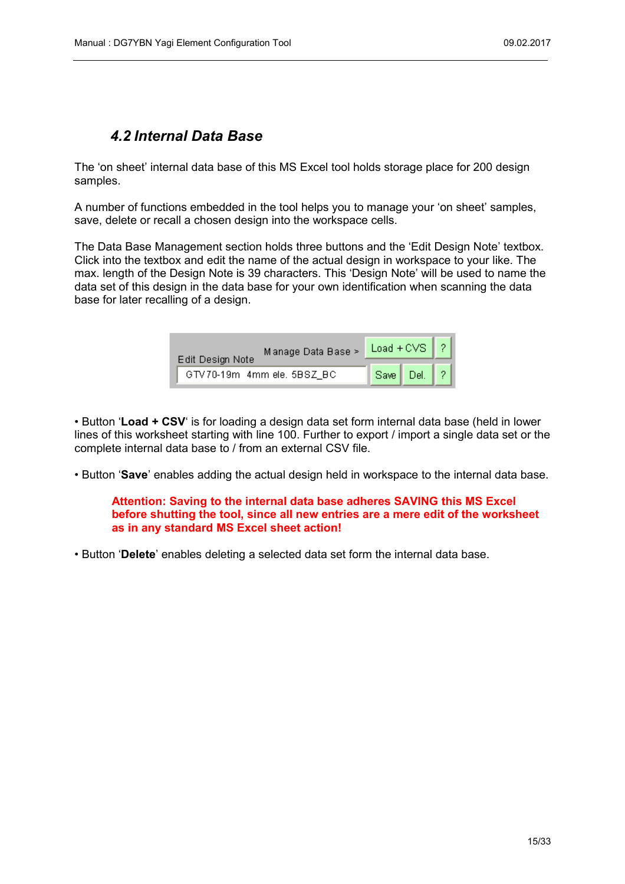### *4.2 Internal Data Base*

The 'on sheet' internal data base of this MS Excel tool holds storage place for 200 design samples.

A number of functions embedded in the tool helps you to manage your 'on sheet' samples, save, delete or recall a chosen design into the workspace cells.

The Data Base Management section holds three buttons and the 'Edit Design Note' textbox. Click into the textbox and edit the name of the actual design in workspace to your like. The max. length of the Design Note is 39 characters. This 'Design Note' will be used to name the data set of this design in the data base for your own identification when scanning the data base for later recalling of a design.

Edit Design Note
Manage Data Base >
Load + CVS
?
GTV70-19m 4mm ele. 5BSZ_BC
Save
Del.
?

• Button '**Load + CSV**' is for loading a design data set form internal data base (held in lower lines of this worksheet starting with line 100. Further to export / import a single data set or the complete internal data base to / from an external CSV file.

• Button '**Save**' enables adding the actual design held in workspace to the internal data base.

> **Attention: Saving to the internal data base adheres SAVING this MS Excel before shutting the tool, since all new entries are a mere edit of the worksheet as in any standard MS Excel sheet action!**

• Button '**Delete**' enables deleting a selected data set form the internal data base.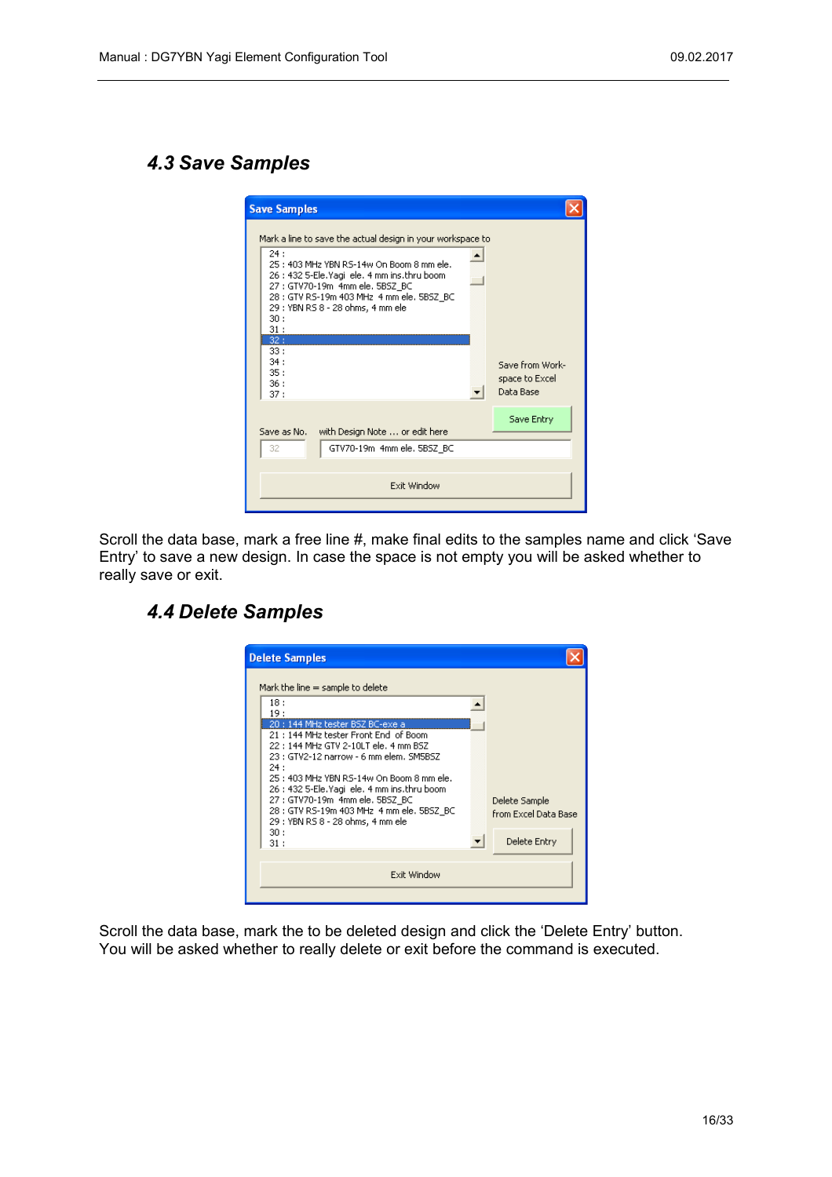### 4.3 Save Samples

Scroll the data base, mark a free line #, make final edits to the samples name and click ‘Save Entry’ to save a new design. In case the space is not empty you will be asked whether to really save or exit.

### 4.4 Delete Samples

Scroll the data base, mark the to be deleted design and click the ‘Delete Entry’ button. You will be asked whether to really delete or exit before the command is executed.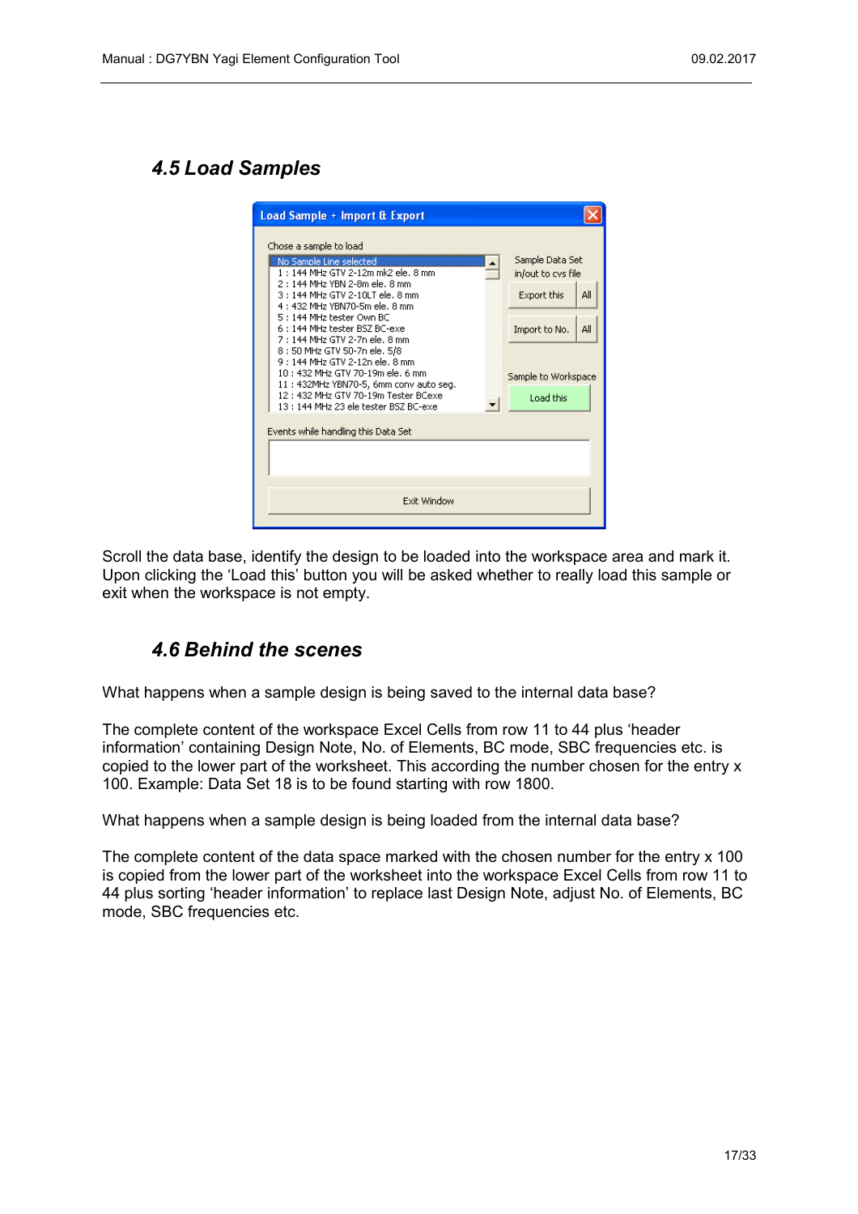## 4.5 Load Samples

Scroll the data base, identify the design to be loaded into the workspace area and mark it. Upon clicking the ‘Load this’ button you will be asked whether to really load this sample or exit when the workspace is not empty.

## 4.6 Behind the scenes

What happens when a sample design is being saved to the internal data base?

The complete content of the workspace Excel Cells from row 11 to 44 plus ‘header information’ containing Design Note, No. of Elements, BC mode, SBC frequencies etc. is copied to the lower part of the worksheet. This according the number chosen for the entry x 100. Example: Data Set 18 is to be found starting with row 1800.

What happens when a sample design is being loaded from the internal data base?

The complete content of the data space marked with the chosen number for the entry x 100 is copied from the lower part of the worksheet into the workspace Excel Cells from row 11 to 44 plus sorting ‘header information’ to replace last Design Note, adjust No. of Elements, BC mode, SBC frequencies etc.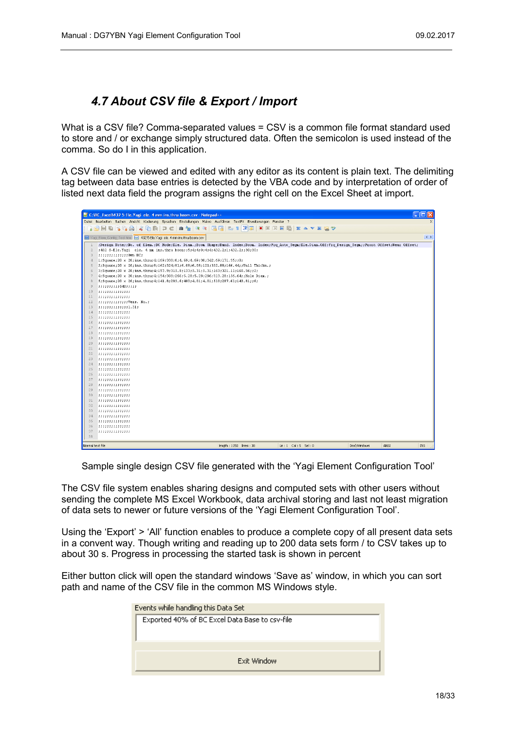## 4.7 About CSV file & Export / Import

What is a CSV file? Comma-separated values = CSV is a common file format standard used to store and / or exchange simply structured data. Often the semicolon is used instead of the comma. So do I in this application.

A CSV file can be viewed and edited with any editor as its content is plain text. The delimiting tag between data base entries is detected by the VBA code and by interpretation of order of listed next data field the program assigns the right cell on the Excel Sheet at import.

Sample single design CSV file generated with the 'Yagi Element Configuration Tool'

The CSV file system enables sharing designs and computed sets with other users without sending the complete MS Excel Workbook, data archival storing and last not least migration of data sets to newer or future versions of the 'Yagi Element Configuration Tool'.

Using the 'Export' > 'All' function enables to produce a complete copy of all present data sets in a convent way. Though writing and reading up to 200 data sets form / to CSV takes up to about 30 s. Progress in processing the started task is shown in percent

Either button click will open the standard windows 'Save as' window, in which you can sort path and name of the CSV file in the common MS Windows style.

Events while handling this Data Set

Exported 40% of BC Excel Data Base to csv-file

Exit Window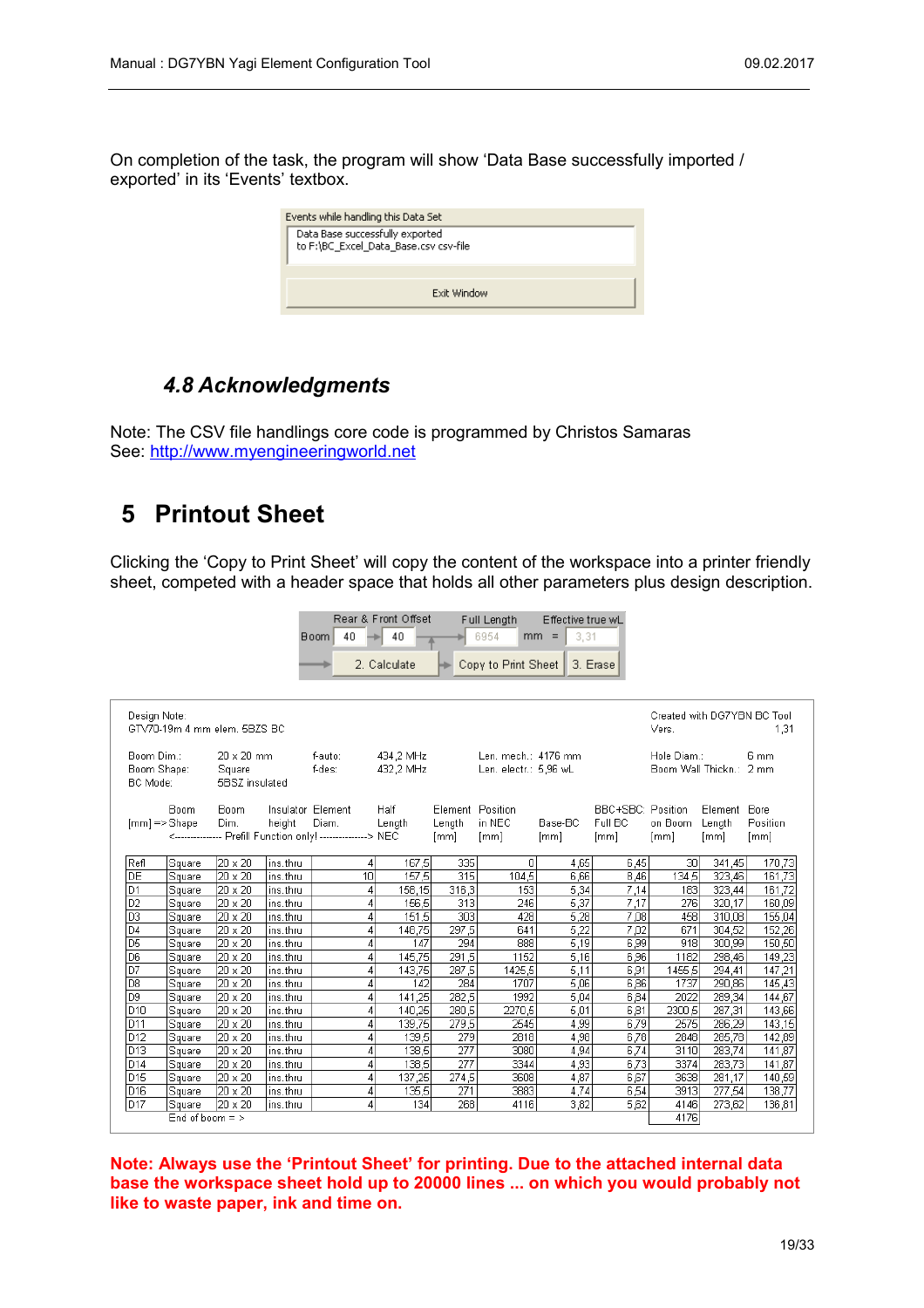On completion of the task, the program will show 'Data Base successfully imported / exported' in its 'Events' textbox.

Events while handling this Data Set
Data Base successfully exported
to F:\BC_Excel_Data_Base.csv csv-file

Exit Window

### *4.8 Acknowledgments*

Note: The CSV file handlings core code is programmed by Christos Samaras
See: http://www.myengineeringworld.net

# 5 Printout Sheet

Clicking the 'Copy to Print Sheet' will copy the content of the workspace into a printer friendly sheet, competed with a header space that holds all other parameters plus design description.

Rear & Front Offset Full Length Effective true wL
Boom 40 40 6954 mm = 3,31
2. Calculate Copy to Print Sheet 3. Erase

Design Note:
GTV70-19m 4 mm elem. 5BZS BC

Created with DG7YBN BC Tool
Vers. 1,31

Boom Dim.: 20 x 20 mm
Boom Shape: Square
BC Mode: 5BSZ insulated

f-auto: 434,2 MHz
f-des: 432,2 MHz

Len. mech.: 4176 mm
Len. electr.: 5,96 wL

Hole Diam.: 6 mm
Boom Wall Thickn.: 2 mm

| [mm] => | Boom Shape | Boom Dim. | Insulator height | Element Diam. | Half Length | Element Length [mm] | Position in NEC [mm] | Base-BC [mm] | BBC+SBC Full BC [mm] | Position on Boom [mm] | Element Length [mm] | Bore Position [mm] |
|---|---|---|---|---|---|---|---|---|---|---|---|---|
| | <--------------- Prefill Function only! | | | | ---------------> NEC | | | | | | | |
| Refl | Square | 20 x 20 | ins.thru | 4 | 167,5 | 335 | 0 | 4,65 | 6,45 | 30 | 341,45 | 170,73 |
| DE | Square | 20 x 20 | ins.thru | 10 | 157,5 | 315 | 104,5 | 6,66 | 8,46 | 134,5 | 323,46 | 161,73 |
| D1 | Square | 20 x 20 | ins.thru | 4 | 158,15 | 316,3 | 153 | 5,34 | 7,14 | 183 | 323,44 | 161,72 |
| D2 | Square | 20 x 20 | ins.thru | 4 | 156,5 | 313 | 246 | 5,37 | 7,17 | 276 | 320,17 | 160,09 |
| D3 | Square | 20 x 20 | ins.thru | 4 | 151,5 | 303 | 428 | 5,28 | 7,08 | 458 | 310,08 | 155,04 |
| D4 | Square | 20 x 20 | ins.thru | 4 | 148,75 | 297,5 | 641 | 5,22 | 7,02 | 671 | 304,52 | 152,26 |
| D5 | Square | 20 x 20 | ins.thru | 4 | 147 | 294 | 888 | 5,19 | 6,99 | 918 | 300,99 | 150,50 |
| D6 | Square | 20 x 20 | ins.thru | 4 | 145,75 | 291,5 | 1152 | 5,16 | 6,96 | 1182 | 298,46 | 149,23 |
| D7 | Square | 20 x 20 | ins.thru | 4 | 143,75 | 287,5 | 1425,5 | 5,11 | 6,91 | 1455,5 | 294,41 | 147,21 |
| D8 | Square | 20 x 20 | ins.thru | 4 | 142 | 284 | 1707 | 5,06 | 6,86 | 1737 | 290,86 | 145,43 |
| D9 | Square | 20 x 20 | ins.thru | 4 | 141,25 | 282,5 | 1992 | 5,04 | 6,84 | 2022 | 289,34 | 144,67 |
| D10 | Square | 20 x 20 | ins.thru | 4 | 140,25 | 280,5 | 2270,5 | 5,01 | 6,81 | 2300,5 | 287,31 | 143,66 |
| D11 | Square | 20 x 20 | ins.thru | 4 | 139,75 | 279,5 | 2545 | 4,99 | 6,79 | 2575 | 286,29 | 143,15 |
| D12 | Square | 20 x 20 | ins.thru | 4 | 139,5 | 279 | 2818 | 4,98 | 6,78 | 2848 | 285,78 | 142,89 |
| D13 | Square | 20 x 20 | ins.thru | 4 | 138,5 | 277 | 3080 | 4,94 | 6,74 | 3110 | 283,74 | 141,87 |
| D14 | Square | 20 x 20 | ins.thru | 4 | 138,5 | 277 | 3344 | 4,93 | 6,73 | 3374 | 283,73 | 141,87 |
| D15 | Square | 20 x 20 | ins.thru | 4 | 137,25 | 274,5 | 3608 | 4,87 | 6,67 | 3638 | 281,17 | 140,59 |
| D16 | Square | 20 x 20 | ins.thru | 4 | 135,5 | 271 | 3883 | 4,74 | 6,54 | 3913 | 277,54 | 138,77 |
| D17 | Square | 20 x 20 | ins.thru | 4 | 134 | 268 | 4116 | 3,82 | 5,62 | 4146 | 273,62 | 136,81 |
| | End of boom = > | | | | | | | | | 4176 | | |

**Note: Always use the 'Printout Sheet' for printing. Due to the attached internal data base the workspace sheet hold up to 20000 lines ... on which you would probably not like to waste paper, ink and time on.**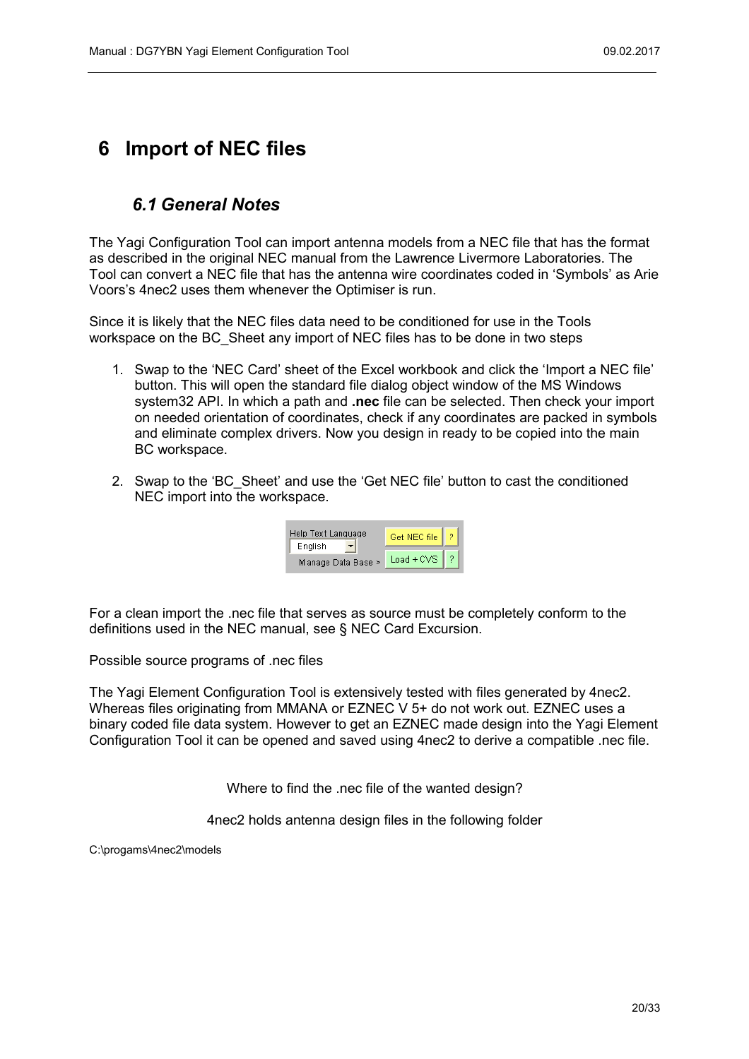# 6 Import of NEC files

## *6.1 General Notes*

The Yagi Configuration Tool can import antenna models from a NEC file that has the format as described in the original NEC manual from the Lawrence Livermore Laboratories. The Tool can convert a NEC file that has the antenna wire coordinates coded in 'Symbols' as Arie Voors's 4nec2 uses them whenever the Optimiser is run.

Since it is likely that the NEC files data need to be conditioned for use in the Tools workspace on the BC_Sheet any import of NEC files has to be done in two steps

1. Swap to the 'NEC Card' sheet of the Excel workbook and click the 'Import a NEC file' button. This will open the standard file dialog object window of the MS Windows system32 API. In which a path and **.nec** file can be selected. Then check your import on needed orientation of coordinates, check if any coordinates are packed in symbols and eliminate complex drivers. Now you design in ready to be copied into the main BC workspace.

2. Swap to the 'BC_Sheet' and use the 'Get NEC file' button to cast the conditioned NEC import into the workspace.

Help Text Language
English
Manage Data Base >
Get NEC file ?
Load + CVS ?

For a clean import the .nec file that serves as source must be completely conform to the definitions used in the NEC manual, see § NEC Card Excursion.

Possible source programs of .nec files

The Yagi Element Configuration Tool is extensively tested with files generated by 4nec2. Whereas files originating from MMANA or EZNEC V 5+ do not work out. EZNEC uses a binary coded file data system. However to get an EZNEC made design into the Yagi Element Configuration Tool it can be opened and saved using 4nec2 to derive a compatible .nec file.

Where to find the .nec file of the wanted design?

4nec2 holds antenna design files in the following folder

C:\progams\4nec2\models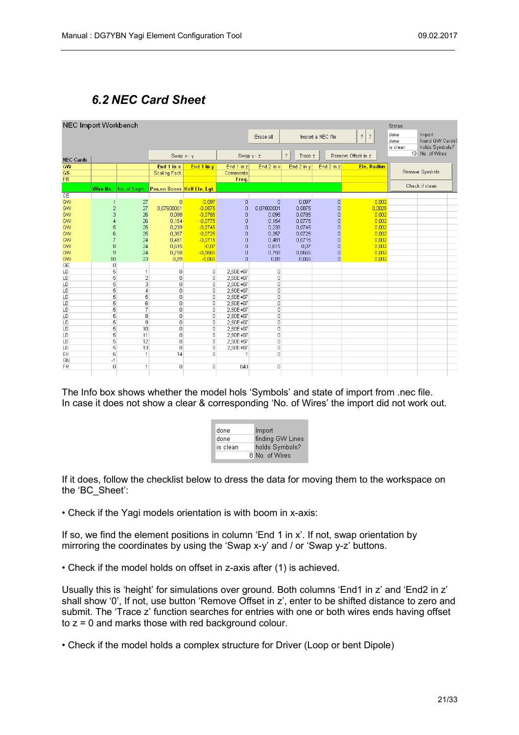## *6.2 NEC Card Sheet*

NEC Import Workbench

Erase all | Import a NEC file | ? | ?

Swap x - y | Swap y - z | ? | Trace z | Remove Offset in z

Status

| | |
|---|---|
| done | Import |
| done | found GW Cards? |
| is clean | holds Symbols? |
| 10 | No. of Wires |

Remove Symbols

Check if clean

| NEC Cards | | | | | | | | | |
|---|---|---|---|---|---|---|---|---|---|
| GW | | | End 1 in x | End 1 in y | End 1 in z | End 2 in x | End 2 in y | End 2 in z | Ele. Radius |
| GS | | | Scaling Fact. | | Comments | | | | |
| FR | | | | | Freq. | | | | |
| | Wire No. | No. of Segm. | Pos.on Boom | Half Ele. Lgt. | | | | | |
| CE | | | | | | | | | |
| GW | 1 | 27 | 0 | -0,097 | 0 | 0 | 0,097 | 0 | 0,002 |
| GW | 2 | 27 | 0,07600001 | -0,0875 | 0 | 0,07600001 | 0,0875 | 0 | 0,0025 |
| GW | 3 | 26 | 0,098 | -0,0785 | 0 | 0,098 | 0,0785 | 0 | 0,002 |
| GW | 4 | 26 | 0,154 | -0,0775 | 0 | 0,154 | 0,0775 | 0 | 0,002 |
| GW | 5 | 25 | 0,239 | -0,0745 | 0 | 0,239 | 0,0745 | 0 | 0,002 |
| GW | 6 | 25 | 0,357 | -0,0725 | 0 | 0,357 | 0,0725 | 0 | 0,002 |
| GW | 7 | 24 | 0,481 | -0,0715 | 0 | 0,481 | 0,0715 | 0 | 0,002 |
| GW | 8 | 24 | 0,615 | -0,07 | 0 | 0,615 | 0,07 | 0 | 0,002 |
| GW | 9 | 24 | 0,758 | -0,0665 | 0 | 0,758 | 0,0665 | 0 | 0,002 |
| GW | 10 | 23 | 0,89 | -0,065 | 0 | 0,89 | 0,065 | 0 | 0,002 |
| GE | 0 | | | | | | | | |
| LD | 5 | 1 | 0 | 0 | 2,50E+07 | 0 | | | |
| LD | 5 | 2 | 0 | 0 | 2,50E+07 | 0 | | | |
| LD | 5 | 3 | 0 | 0 | 2,50E+07 | 0 | | | |
| LD | 5 | 4 | 0 | 0 | 2,50E+07 | 0 | | | |
| LD | 5 | 5 | 0 | 0 | 2,50E+07 | 0 | | | |
| LD | 5 | 6 | 0 | 0 | 2,50E+07 | 0 | | | |
| LD | 5 | 7 | 0 | 0 | 2,50E+07 | 0 | | | |
| LD | 5 | 8 | 0 | 0 | 2,50E+07 | 0 | | | |
| LD | 5 | 9 | 0 | 0 | 2,50E+07 | 0 | | | |
| LD | 5 | 10 | 0 | 0 | 2,50E+07 | 0 | | | |
| LD | 5 | 11 | 0 | 0 | 2,50E+07 | 0 | | | |
| LD | 5 | 12 | 0 | 0 | 2,50E+07 | 0 | | | |
| LD | 5 | 13 | 0 | 0 | 2,50E+07 | 0 | | | |
| EX | 6 | 1 | 14 | 0 | 1 | 0 | | | |
| GN | -1 | | | | | | | | |
| FR | 0 | 1 | 0 | 0 | 840 | 0 | | | |

The Info box shows whether the model hols 'Symbols' and state of import from .nec file.
In case it does not show a clear & corresponding 'No. of Wires' the import did not work out.

| | |
|---|---|
| done | Import |
| done | finding GW Lines |
| is clean | holds Symbols? |
| 8 | No. of Wires |

If it does, follow the checklist below to dress the data for moving them to the workspace on the 'BC_Sheet':

• Check if the Yagi models orientation is with boom in x-axis:

If so, we find the element positions in column 'End 1 in x'. If not, swap orientation by mirroring the coordinates by using the 'Swap x-y' and / or 'Swap y-z' buttons.

• Check if the model holds on offset in z-axis after (1) is achieved.

Usually this is 'height' for simulations over ground. Both columns 'End1 in z' and 'End2 in z' shall show '0', If not, use button 'Remove Offset in z', enter to be shifted distance to zero and submit. The 'Trace z' function searches for entries with one or both wires ends having offset to z = 0 and marks those with red background colour.

• Check if the model holds a complex structure for Driver (Loop or bent Dipole)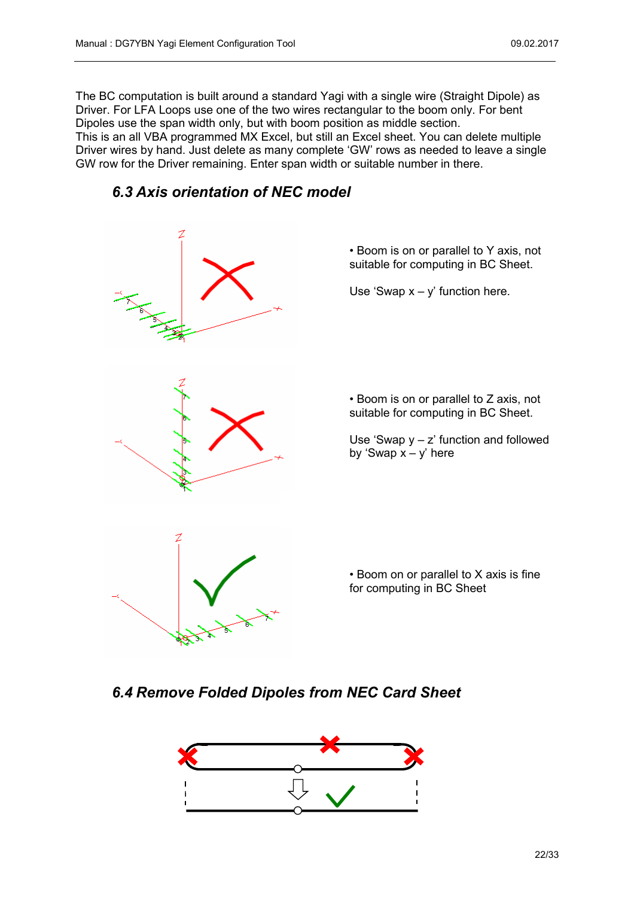The BC computation is built around a standard Yagi with a single wire (Straight Dipole) as Driver. For LFA Loops use one of the two wires rectangular to the boom only. For bent Dipoles use the span width only, but with boom position as middle section.
This is an all VBA programmed MX Excel, but still an Excel sheet. You can delete multiple Driver wires by hand. Just delete as many complete 'GW' rows as needed to leave a single GW row for the Driver remaining. Enter span width or suitable number in there.

## *6.3 Axis orientation of NEC model*

• Boom is on or parallel to Y axis, not suitable for computing in BC Sheet.

Use 'Swap x – y' function here.

• Boom is on or parallel to Z axis, not suitable for computing in BC Sheet.

Use 'Swap y – z' function and followed by 'Swap x – y' here

• Boom on or parallel to X axis is fine for computing in BC Sheet

## *6.4 Remove Folded Dipoles from NEC Card Sheet*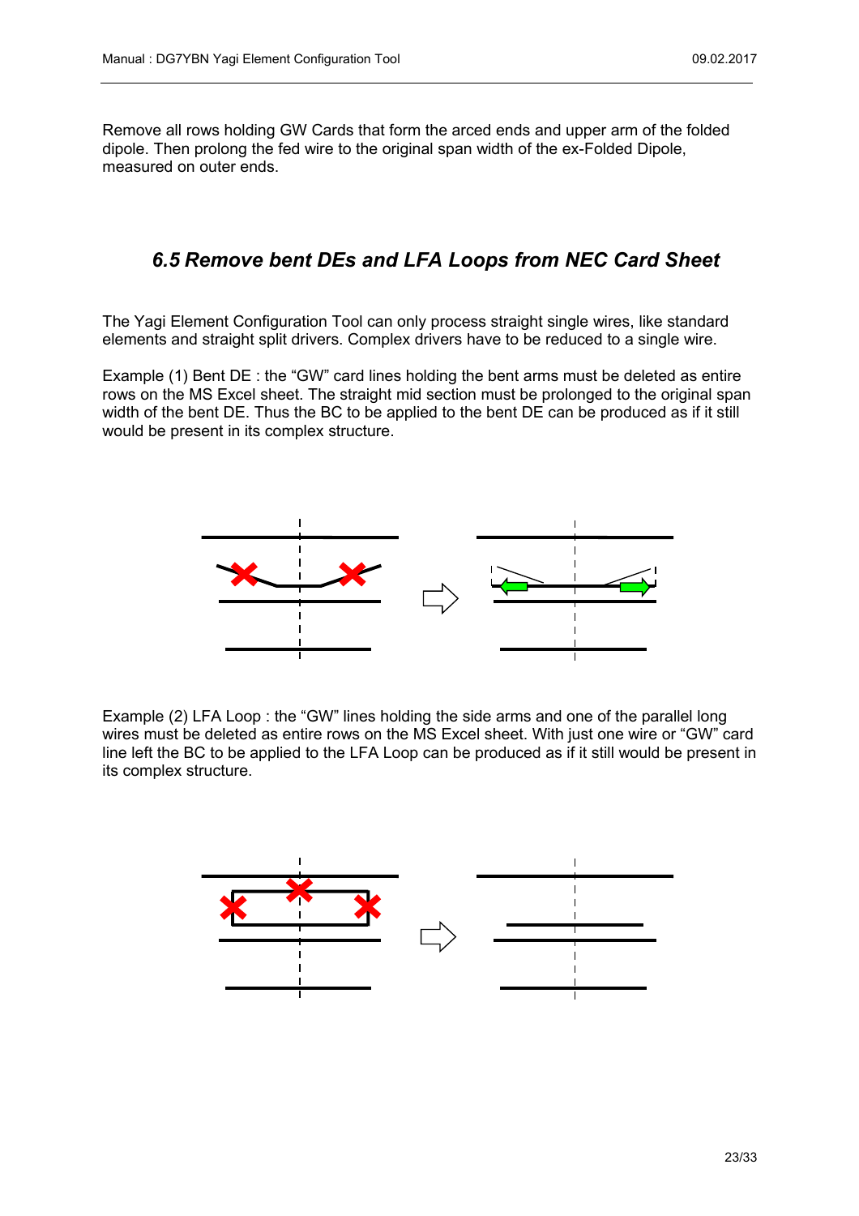Remove all rows holding GW Cards that form the arced ends and upper arm of the folded dipole. Then prolong the fed wire to the original span width of the ex-Folded Dipole, measured on outer ends.

### *6.5 Remove bent DEs and LFA Loops from NEC Card Sheet*

The Yagi Element Configuration Tool can only process straight single wires, like standard elements and straight split drivers. Complex drivers have to be reduced to a single wire.

Example (1) Bent DE : the "GW" card lines holding the bent arms must be deleted as entire rows on the MS Excel sheet. The straight mid section must be prolonged to the original span width of the bent DE. Thus the BC to be applied to the bent DE can be produced as if it still would be present in its complex structure.

Example (2) LFA Loop : the "GW" lines holding the side arms and one of the parallel long wires must be deleted as entire rows on the MS Excel sheet. With just one wire or "GW" card line left the BC to be applied to the LFA Loop can be produced as if it still would be present in its complex structure.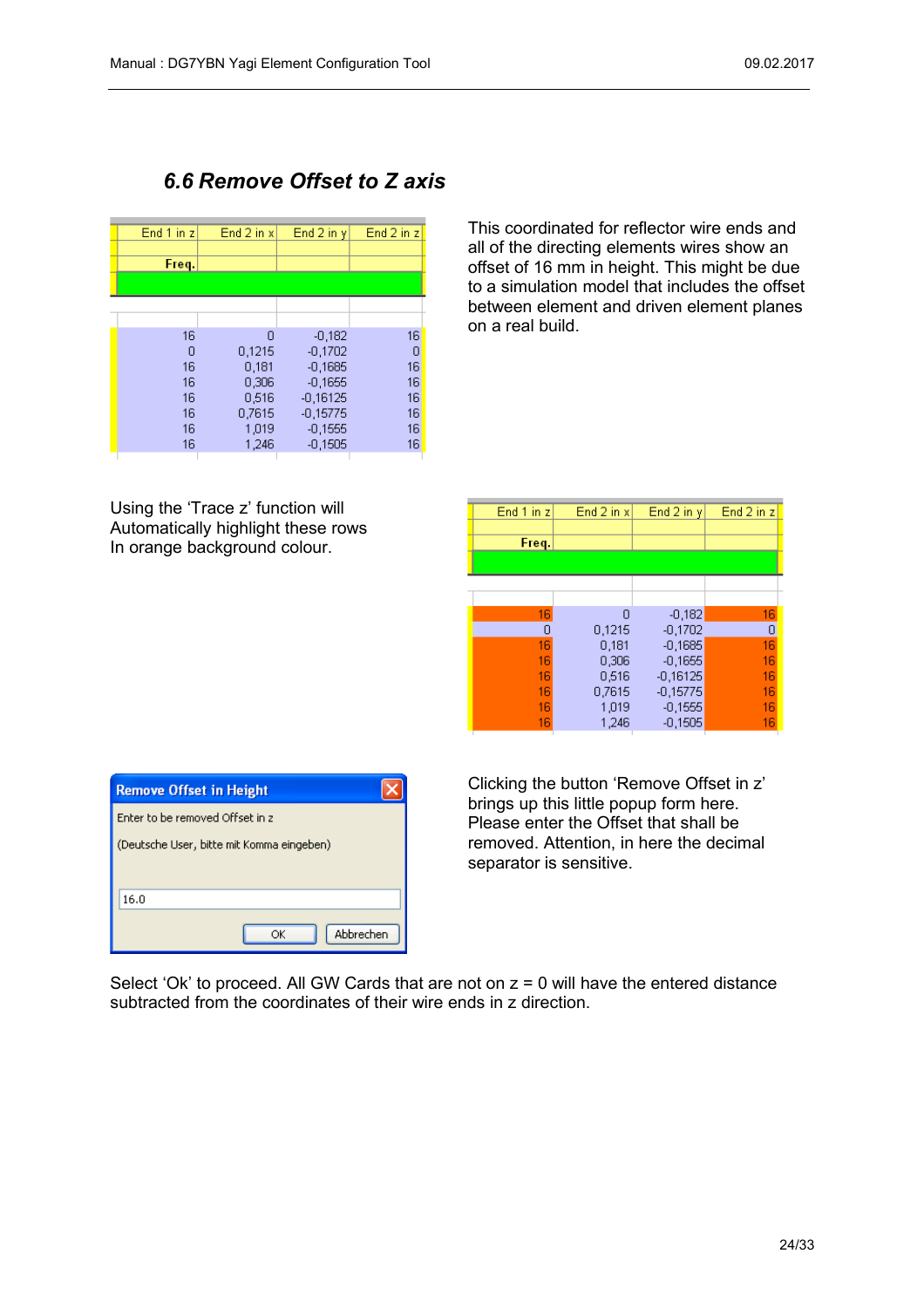## 6.6 Remove Offset to Z axis

| End 1 in z | End 2 in x | End 2 in y | End 2 in z |
|---|---|---|---|
| Freq. | | | |
| 16 | 0 | -0,182 | 16 |
| 0 | 0,1215 | -0,1702 | 0 |
| 16 | 0,181 | -0,1685 | 16 |
| 16 | 0,306 | -0,1655 | 16 |
| 16 | 0,516 | -0,16125 | 16 |
| 16 | 0,7615 | -0,15775 | 16 |
| 16 | 1,019 | -0,1555 | 16 |
| 16 | 1,246 | -0,1505 | 16 |

This coordinated for reflector wire ends and all of the directing elements wires show an offset of 16 mm in height. This might be due to a simulation model that includes the offset between element and driven element planes on a real build.

Using the 'Trace z' function will Automatically highlight these rows In orange background colour.

| End 1 in z | End 2 in x | End 2 in y | End 2 in z |
|---|---|---|---|
| Freq. | | | |
| 16 | 0 | -0,182 | 16 |
| 0 | 0,1215 | -0,1702 | 0 |
| 16 | 0,181 | -0,1685 | 16 |
| 16 | 0,306 | -0,1655 | 16 |
| 16 | 0,516 | -0,16125 | 16 |
| 16 | 0,7615 | -0,15775 | 16 |
| 16 | 1,019 | -0,1555 | 16 |
| 16 | 1,246 | -0,1505 | 16 |

**Remove Offset in Height**

Enter to be removed Offset in z

(Deutsche User, bitte mit Komma eingeben)

16.0

OK | Abbrechen

Clicking the button 'Remove Offset in z' brings up this little popup form here. Please enter the Offset that shall be removed. Attention, in here the decimal separator is sensitive.

Select 'Ok' to proceed. All GW Cards that are not on z = 0 will have the entered distance subtracted from the coordinates of their wire ends in z direction.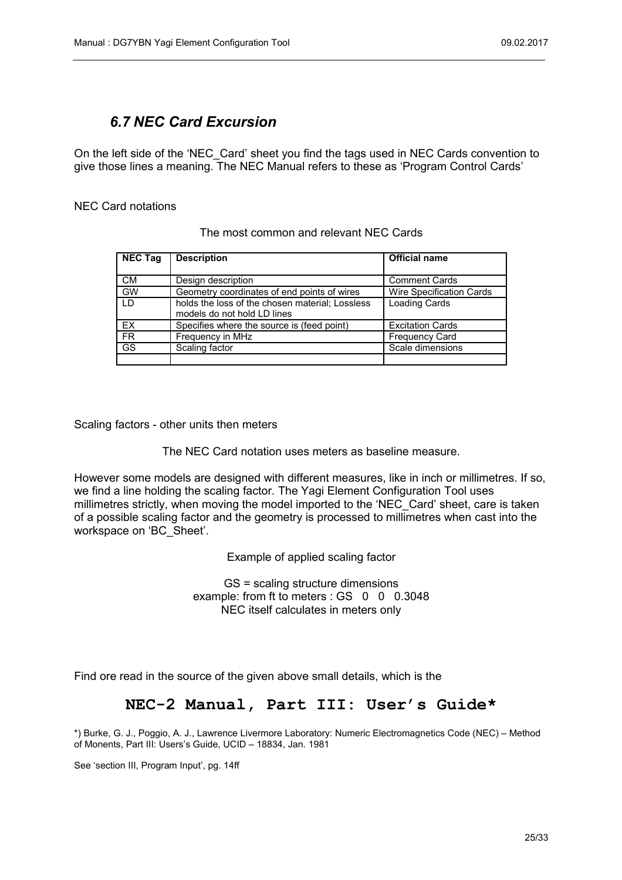## *6.7 NEC Card Excursion*

On the left side of the 'NEC_Card' sheet you find the tags used in NEC Cards convention to give those lines a meaning. The NEC Manual refers to these as 'Program Control Cards'

NEC Card notations

The most common and relevant NEC Cards

| NEC Tag | Description | Official name |
|---|---|---|
| CM | Design description | Comment Cards |
| GW | Geometry coordinates of end points of wires | Wire Specification Cards |
| LD | holds the loss of the chosen material; Lossless models do not hold LD lines | Loading Cards |
| EX | Specifies where the source is (feed point) | Excitation Cards |
| FR | Frequency in MHz | Frequency Card |
| GS | Scaling factor | Scale dimensions |
| | | |

Scaling factors - other units then meters

The NEC Card notation uses meters as baseline measure.

However some models are designed with different measures, like in inch or millimetres. If so, we find a line holding the scaling factor. The Yagi Element Configuration Tool uses millimetres strictly, when moving the model imported to the 'NEC_Card' sheet, care is taken of a possible scaling factor and the geometry is processed to millimetres when cast into the workspace on 'BC_Sheet'.

Example of applied scaling factor

GS = scaling structure dimensions
example: from ft to meters : GS 0 0 0.3048
NEC itself calculates in meters only

Find ore read in the source of the given above small details, which is the

**NEC-2 Manual, Part III: User's Guide***

*) Burke, G. J., Poggio, A. J., Lawrence Livermore Laboratory: Numeric Electromagnetics Code (NEC) – Method of Monents, Part III: Users's Guide, UCID – 18834, Jan. 1981

See 'section III, Program Input', pg. 14ff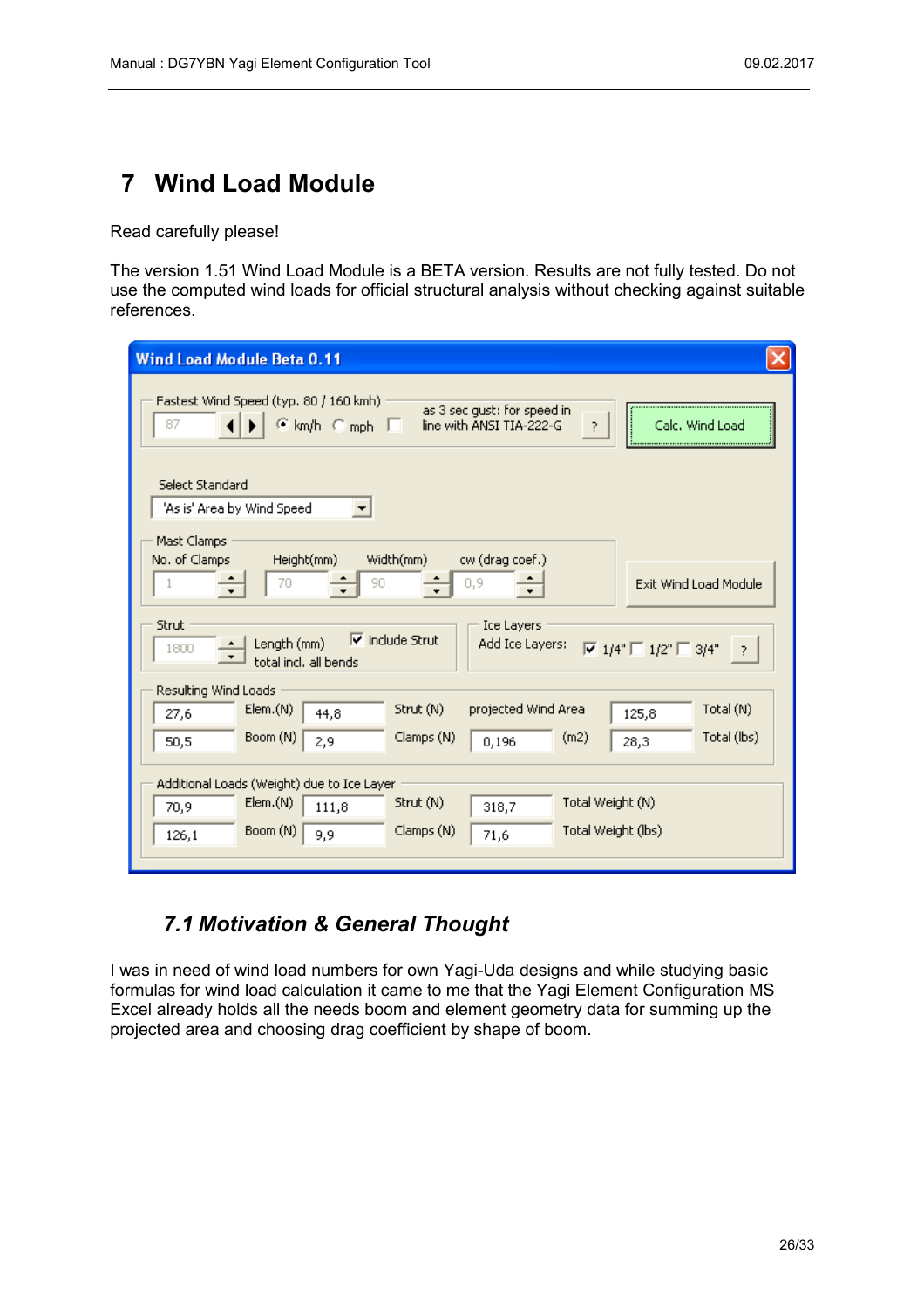# 7 Wind Load Module

Read carefully please!

The version 1.51 Wind Load Module is a BETA version. Results are not fully tested. Do not use the computed wind loads for official structural analysis without checking against suitable references.

Wind Load Module Beta 0.11

Fastest Wind Speed (typ. 80 / 160 kmh)

87

km/h mph

as 3 sec gust: for speed in line with ANSI TIA-222-G

?

Calc. Wind Load

Select Standard

'As is' Area by Wind Speed

Mast Clamps

No. of Clamps: 1 | Height(mm): 70 | Width(mm): 90 | cw (drag coef.): 0,9

Exit Wind Load Module

Strut

1800 Length (mm) total incl. all bends

include Strut

Ice Layers

Add Ice Layers: 1/4" 1/2" 3/4"

?

Resulting Wind Loads

| | | | | | | | |
|---|---|---|---|---|---|---|---|
| 27,6 | Elem.(N) | 44,8 | Strut (N) | projected Wind Area | | 125,8 | Total (N) |
| 50,5 | Boom (N) | 2,9 | Clamps (N) | 0,196 | (m2) | 28,3 | Total (lbs) |

Additional Loads (Weight) due to Ice Layer

| | | | | | |
|---|---|---|---|---|---|
| 70,9 | Elem.(N) | 111,8 | Strut (N) | 318,7 | Total Weight (N) |
| 126,1 | Boom (N) | 9,9 | Clamps (N) | 71,6 | Total Weight (lbs) |

## *7.1 Motivation & General Thought*

I was in need of wind load numbers for own Yagi-Uda designs and while studying basic formulas for wind load calculation it came to me that the Yagi Element Configuration MS Excel already holds all the needs boom and element geometry data for summing up the projected area and choosing drag coefficient by shape of boom.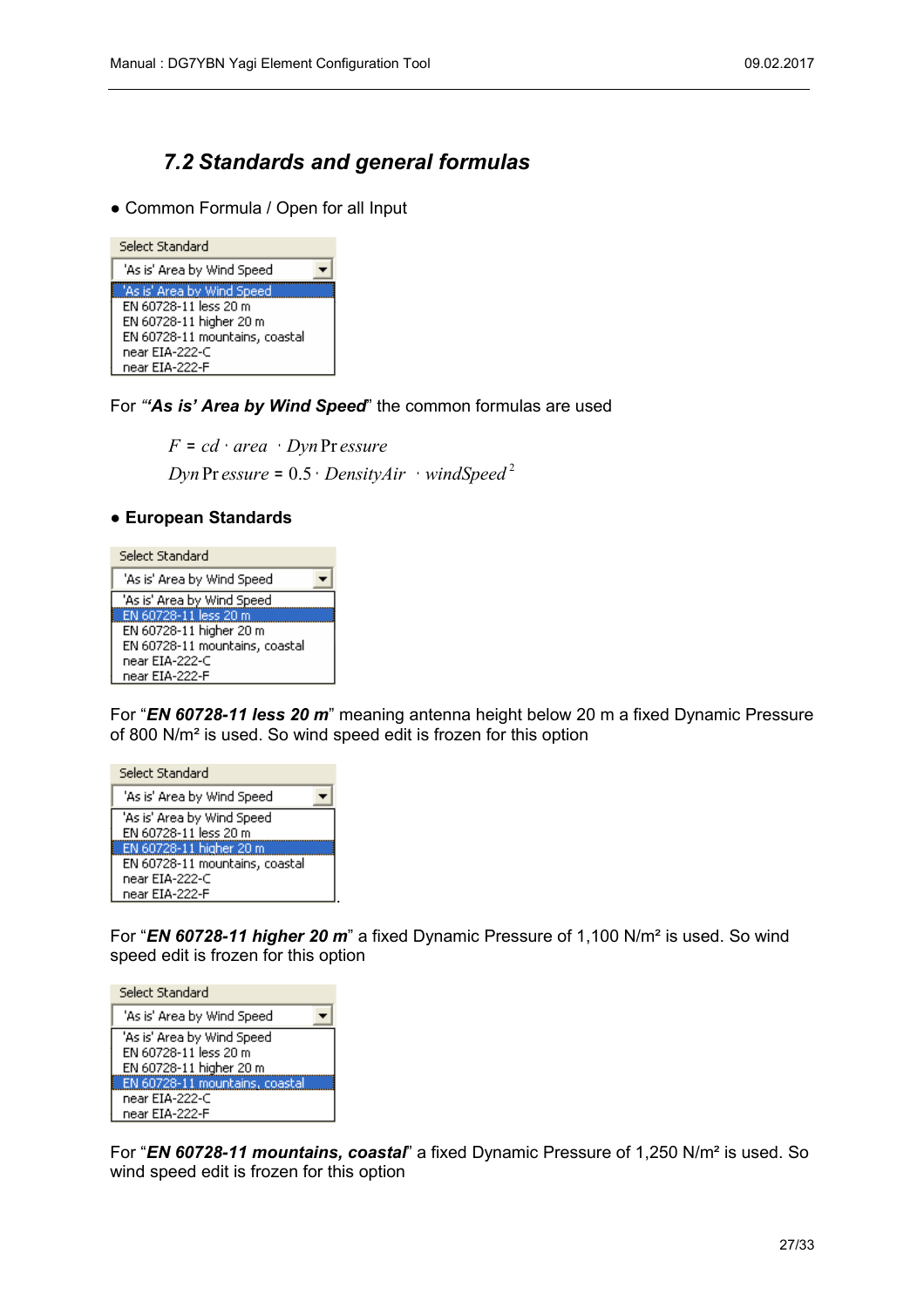## 7.2 Standards and general formulas

● Common Formula / Open for all Input

Select Standard

'As is' Area by Wind Speed

'As is' Area by Wind Speed
EN 60728-11 less 20 m
EN 60728-11 higher 20 m
EN 60728-11 mountains, coastal
near EIA-222-C
near EIA-222-F

For "***'As is' Area by Wind Speed***" the common formulas are used

$$F = cd \cdot area \cdot DynPressure$$
$$DynPressure = 0.5 \cdot DensityAir \cdot windSpeed^2$$

● **European Standards**

Select Standard

'As is' Area by Wind Speed

'As is' Area by Wind Speed
EN 60728-11 less 20 m
EN 60728-11 higher 20 m
EN 60728-11 mountains, coastal
near EIA-222-C
near EIA-222-F

For "***EN 60728-11 less 20 m***" meaning antenna height below 20 m a fixed Dynamic Pressure of 800 N/m² is used. So wind speed edit is frozen for this option

Select Standard

'As is' Area by Wind Speed

'As is' Area by Wind Speed
EN 60728-11 less 20 m
EN 60728-11 higher 20 m
EN 60728-11 mountains, coastal
near EIA-222-C
near EIA-222-F

For "***EN 60728-11 higher 20 m***" a fixed Dynamic Pressure of 1,100 N/m² is used. So wind speed edit is frozen for this option

Select Standard

'As is' Area by Wind Speed

'As is' Area by Wind Speed
EN 60728-11 less 20 m
EN 60728-11 higher 20 m
EN 60728-11 mountains, coastal
near EIA-222-C
near EIA-222-F

For "***EN 60728-11 mountains, coastal***" a fixed Dynamic Pressure of 1,250 N/m² is used. So wind speed edit is frozen for this option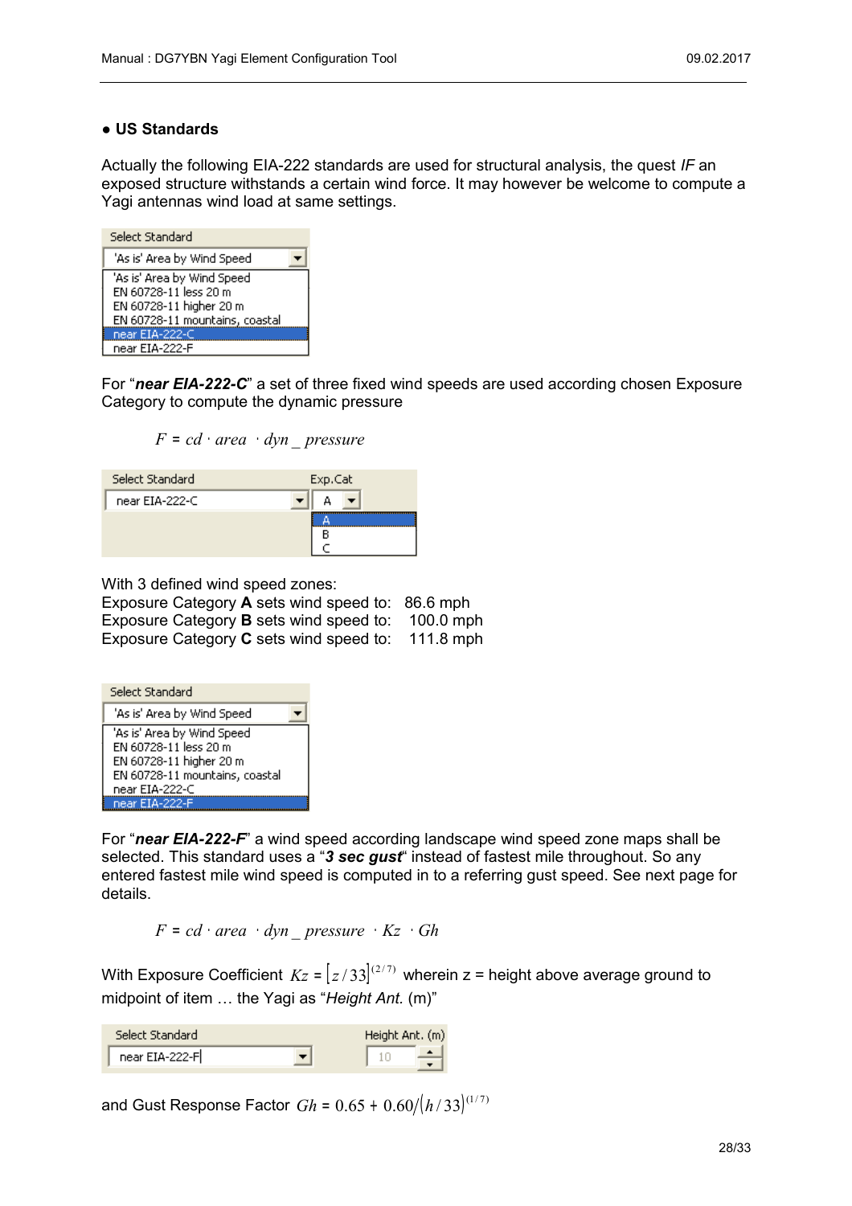● **US Standards**

Actually the following EIA-222 standards are used for structural analysis, the quest *IF* an exposed structure withstands a certain wind force. It may however be welcome to compute a Yagi antennas wind load at same settings.

Select Standard
'As is' Area by Wind Speed
'As is' Area by Wind Speed
EN 60728-11 less 20 m
EN 60728-11 higher 20 m
EN 60728-11 mountains, coastal
near EIA-222-C
near EIA-222-F

For "***near EIA-222-C***" a set of three fixed wind speeds are used according chosen Exposure Category to compute the dynamic pressure

$$F = cd \cdot area \cdot dyn\_pressure$$

Select Standard: near EIA-222-C — Exp.Cat: A (A, B, C)

With 3 defined wind speed zones:
Exposure Category **A** sets wind speed to: 86.6 mph
Exposure Category **B** sets wind speed to: 100.0 mph
Exposure Category **C** sets wind speed to: 111.8 mph

Select Standard
'As is' Area by Wind Speed
'As is' Area by Wind Speed
EN 60728-11 less 20 m
EN 60728-11 higher 20 m
EN 60728-11 mountains, coastal
near EIA-222-C
near EIA-222-F

For "***near EIA-222-F***" a wind speed according landscape wind speed zone maps shall be selected. This standard uses a "***3 sec gust***" instead of fastest mile throughout. So any entered fastest mile wind speed is computed in to a referring gust speed. See next page for details.

$$F = cd \cdot area \cdot dyn\_pressure \cdot Kz \cdot Gh$$

With Exposure Coefficient $Kz = [z/33]^{(2/7)}$ wherein z = height above average ground to midpoint of item … the Yagi as "*Height Ant.* (m)"

Select Standard: near EIA-222-F — Height Ant. (m): 10

and Gust Response Factor $Gh = 0.65 + 0.60/(h/33)^{(1/7)}$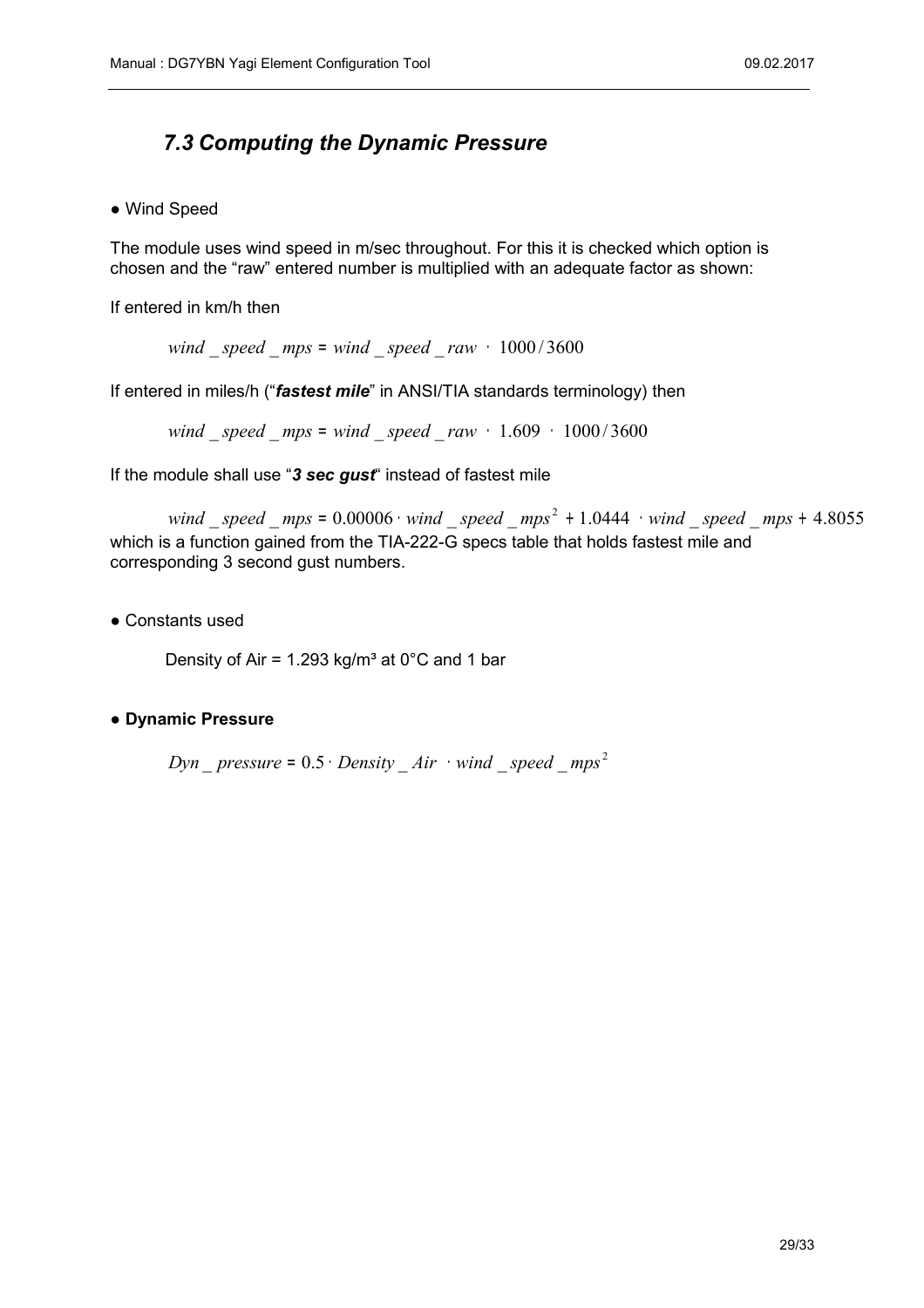## *7.3 Computing the Dynamic Pressure*

● Wind Speed

The module uses wind speed in m/sec throughout. For this it is checked which option is chosen and the “raw” entered number is multiplied with an adequate factor as shown:

If entered in km/h then

$$wind\_speed\_mps = wind\_speed\_raw \cdot 1000/3600$$

If entered in miles/h (“***fastest mile***” in ANSI/TIA standards terminology) then

$$wind\_speed\_mps = wind\_speed\_raw \cdot 1.609 \cdot 1000/3600$$

If the module shall use “***3 sec gust***“ instead of fastest mile

$$wind\_speed\_mps = 0.00006 \cdot wind\_speed\_mps^2 + 1.0444 \cdot wind\_speed\_mps + 4.8055$$

which is a function gained from the TIA-222-G specs table that holds fastest mile and corresponding 3 second gust numbers.

● Constants used

Density of Air = 1.293 kg/m³ at 0°C and 1 bar

● **Dynamic Pressure**

$$Dyn\_pressure = 0.5 \cdot Density\_Air \cdot wind\_speed\_mps^2$$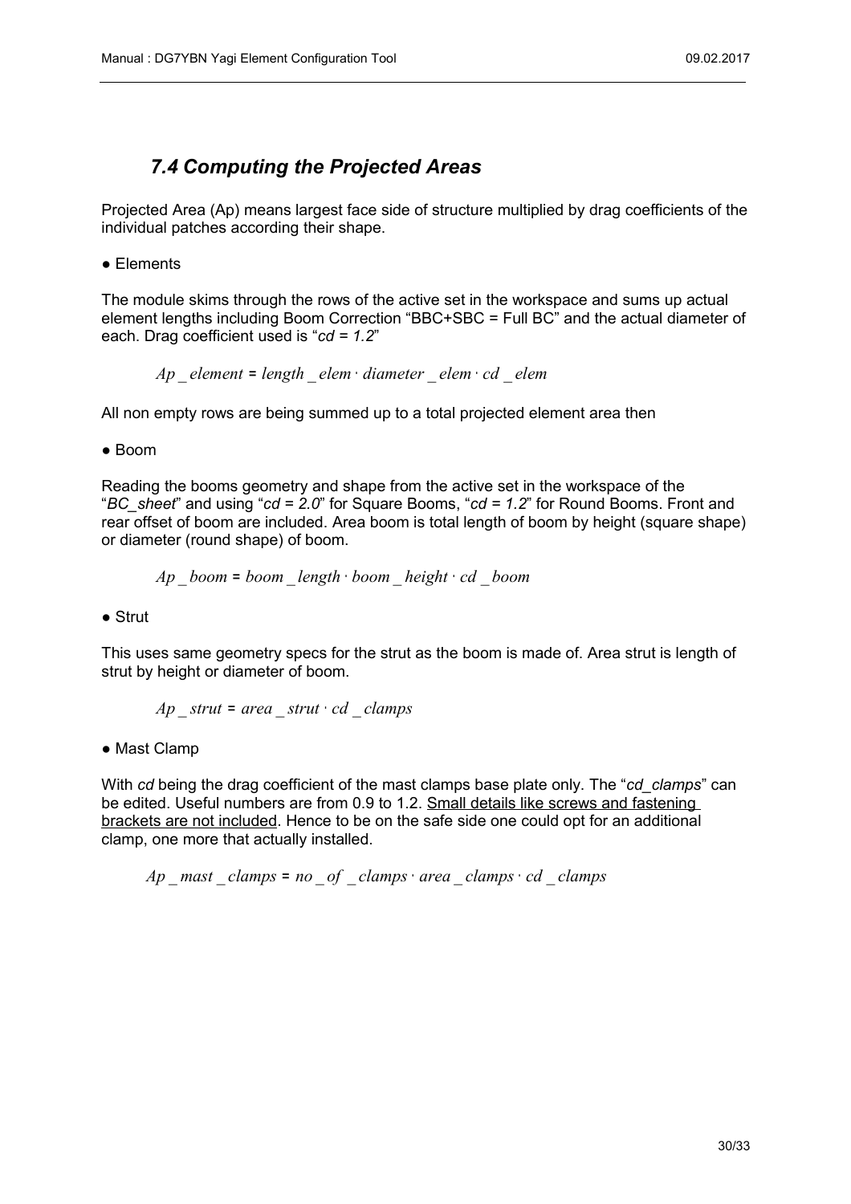## *7.4 Computing the Projected Areas*

Projected Area (Ap) means largest face side of structure multiplied by drag coefficients of the individual patches according their shape.

- Elements

The module skims through the rows of the active set in the workspace and sums up actual element lengths including Boom Correction "BBC+SBC = Full BC" and the actual diameter of each. Drag coefficient used is "*cd = 1.2*"

$$Ap\_element = length\_elem \cdot diameter\_elem \cdot cd\_elem$$

All non empty rows are being summed up to a total projected element area then

- Boom

Reading the booms geometry and shape from the active set in the workspace of the "*BC_sheet*" and using "*cd = 2.0*" for Square Booms, "*cd = 1.2*" for Round Booms. Front and rear offset of boom are included. Area boom is total length of boom by height (square shape) or diameter (round shape) of boom.

$$Ap\_boom = boom\_length \cdot boom\_height \cdot cd\_boom$$

- Strut

This uses same geometry specs for the strut as the boom is made of. Area strut is length of strut by height or diameter of boom.

$$Ap\_strut = area\_strut \cdot cd\_clamps$$

- Mast Clamp

With *cd* being the drag coefficient of the mast clamps base plate only. The "*cd_clamps*" can be edited. Useful numbers are from 0.9 to 1.2. Small details like screws and fastening brackets are not included. Hence to be on the safe side one could opt for an additional clamp, one more that actually installed.

$$Ap\_mast\_clamps = no\_of\_clamps \cdot area\_clamps \cdot cd\_clamps$$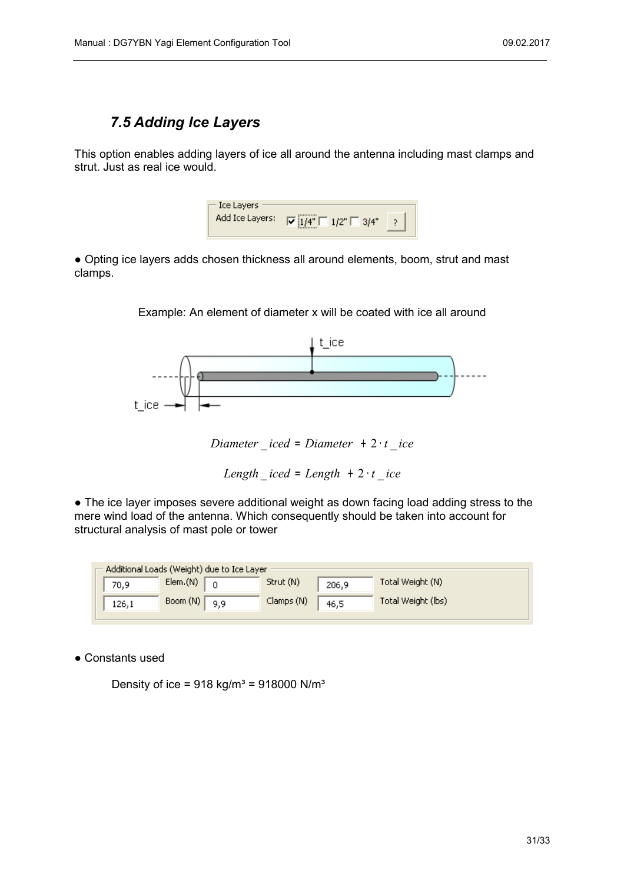## *7.5 Adding Ice Layers*

This option enables adding layers of ice all around the antenna including mast clamps and strut. Just as real ice would.

Ice Layers
Add Ice Layers: ☑ 1/4" ☐ 1/2" ☐ 3/4" ?

● Opting ice layers adds chosen thickness all around elements, boom, strut and mast clamps.

Example: An element of diameter x will be coated with ice all around

t_ice

t_ice

$$Diameter\_iced = Diameter + 2 \cdot t\_ice$$

$$Length\_iced = Length + 2 \cdot t\_ice$$

● The ice layer imposes severe additional weight as down facing load adding stress to the mere wind load of the antenna. Which consequently should be taken into account for structural analysis of mast pole or tower

Additional Loads (Weight) due to Ice Layer

| | | | | | | | |
|---|---|---|---|---|---|---|---|
| 70,9 | Elem.(N) | 0 | Strut (N) | 206,9 | Total Weight (N) |
| 126,1 | Boom (N) | 9,9 | Clamps (N) | 46,5 | Total Weight (lbs) |

● Constants used

Density of ice = 918 kg/m³ = 918000 N/m³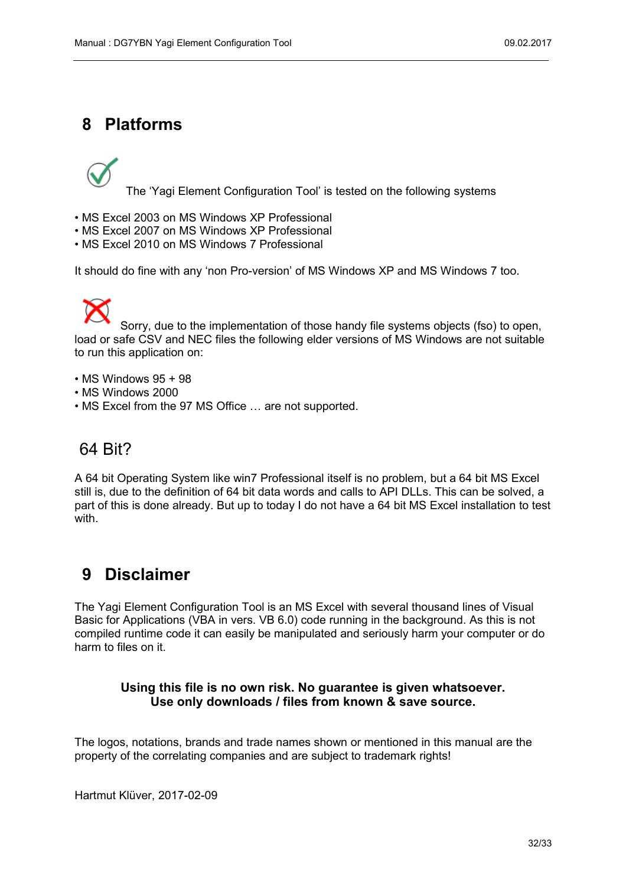# 8 Platforms

The 'Yagi Element Configuration Tool' is tested on the following systems

- MS Excel 2003 on MS Windows XP Professional
- MS Excel 2007 on MS Windows XP Professional
- MS Excel 2010 on MS Windows 7 Professional

It should do fine with any 'non Pro-version' of MS Windows XP and MS Windows 7 too.

Sorry, due to the implementation of those handy file systems objects (fso) to open, load or safe CSV and NEC files the following elder versions of MS Windows are not suitable to run this application on:

- MS Windows 95 + 98
- MS Windows 2000
- MS Excel from the 97 MS Office … are not supported.

## 64 Bit?

A 64 bit Operating System like win7 Professional itself is no problem, but a 64 bit MS Excel still is, due to the definition of 64 bit data words and calls to API DLLs. This can be solved, a part of this is done already. But up to today I do not have a 64 bit MS Excel installation to test with.

# 9 Disclaimer

The Yagi Element Configuration Tool is an MS Excel with several thousand lines of Visual Basic for Applications (VBA in vers. VB 6.0) code running in the background. As this is not compiled runtime code it can easily be manipulated and seriously harm your computer or do harm to files on it.

**Using this file is no own risk. No guarantee is given whatsoever.
Use only downloads / files from known & save source.**

The logos, notations, brands and trade names shown or mentioned in this manual are the property of the correlating companies and are subject to trademark rights!

Hartmut Klüver, 2017-02-09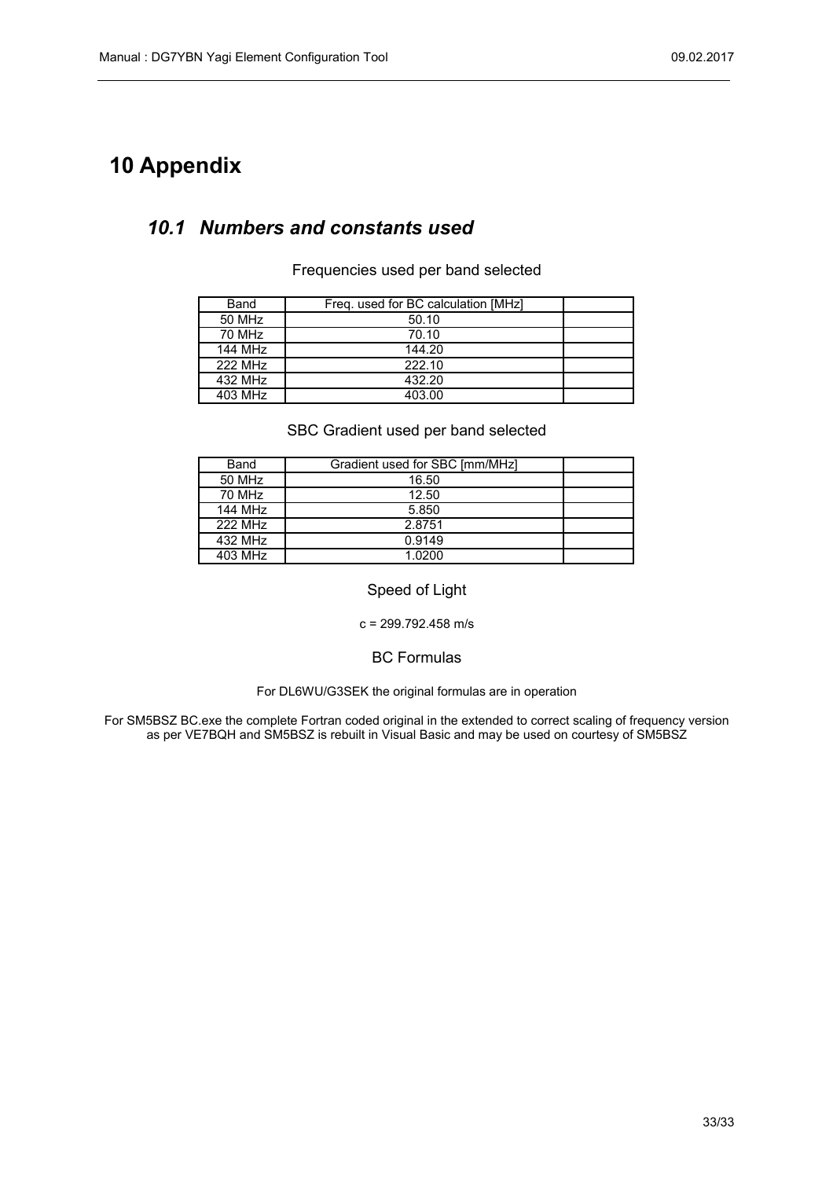# 10 Appendix

## *10.1 Numbers and constants used*

Frequencies used per band selected

| Band | Freq. used for BC calculation [MHz] | |
|---|---|---|
| 50 MHz | 50.10 | |
| 70 MHz | 70.10 | |
| 144 MHz | 144.20 | |
| 222 MHz | 222.10 | |
| 432 MHz | 432.20 | |
| 403 MHz | 403.00 | |

SBC Gradient used per band selected

| Band | Gradient used for SBC [mm/MHz] | |
|---|---|---|
| 50 MHz | 16.50 | |
| 70 MHz | 12.50 | |
| 144 MHz | 5.850 | |
| 222 MHz | 2.8751 | |
| 432 MHz | 0.9149 | |
| 403 MHz | 1.0200 | |

Speed of Light

c = 299.792.458 m/s

BC Formulas

For DL6WU/G3SEK the original formulas are in operation

For SM5BSZ BC.exe the complete Fortran coded original in the extended to correct scaling of frequency version as per VE7BQH and SM5BSZ is rebuilt in Visual Basic and may be used on courtesy of SM5BSZ